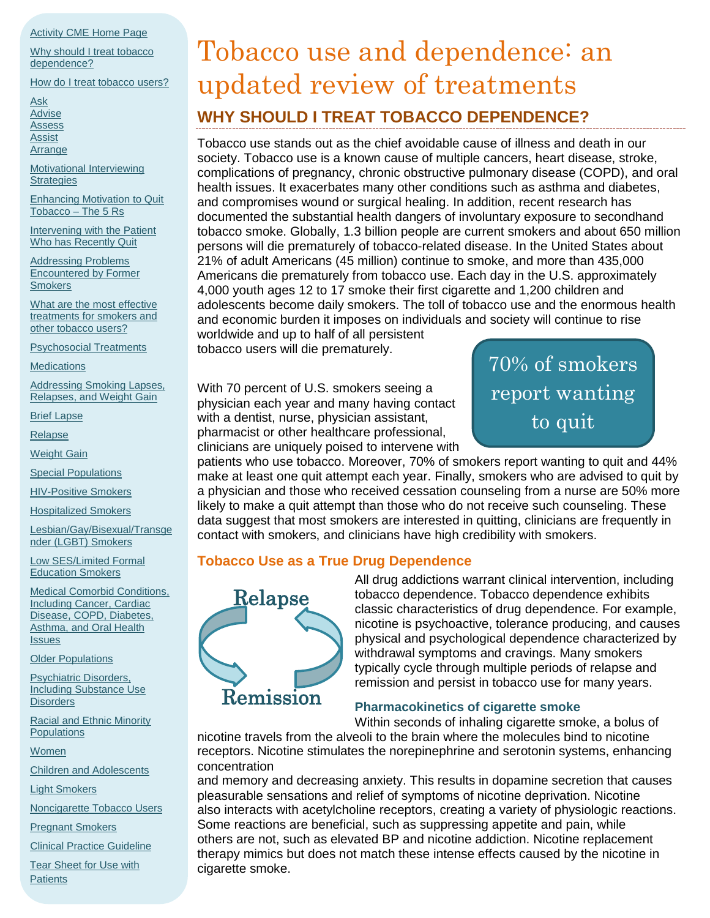- Activity CME Home Page
- Why should I treat tobacco dependence?
- How do I treat tobacco users?
- Ask
- Advise
- Assess
- Assist
- Arrange
- Motivational Interviewing Strategies
- Enhancing Motivation to Quit Tobacco – The 5 Rs
- Intervening with the Patient Who has Recently Quit
- Addressing Problems Encountered by Former Smokers
- What are the most effective treatments for smokers and other tobacco users?
- Psychosocial Treatments
- Medications
- Addressing Smoking Lapses, Relapses, and Weight Gain
- Brief Lapse
- Relapse
- Weight Gain
- Special Populations
- HIV-Positive Smokers
- Hospitalized Smokers
- Lesbian/Gay/Bisexual/Transgender (LGBT) Smokers
- Low SES/Limited Formal Education Smokers
- Medical Comorbid Conditions, Including Cancer, Cardiac Disease, COPD, Diabetes, Asthma, and Oral Health Issues
- Older Populations
- Psychiatric Disorders, Including Substance Use Disorders
- Racial and Ethnic Minority Populations
- Women
- Children and Adolescents
- Light Smokers
- Noncigarette Tobacco Users
- Pregnant Smokers
- Clinical Practice Guideline
- Tear Sheet for Use with Patients

# Tobacco use and dependence: an updated review of treatments

## WHY SHOULD I TREAT TOBACCO DEPENDENCE?

Tobacco use stands out as the chief avoidable cause of illness and death in our society. Tobacco use is a known cause of multiple cancers, heart disease, stroke, complications of pregnancy, chronic obstructive pulmonary disease (COPD), and oral health issues. It exacerbates many other conditions such as asthma and diabetes, and compromises wound or surgical healing. In addition, recent research has documented the substantial health dangers of involuntary exposure to secondhand tobacco smoke. Globally, 1.3 billion people are current smokers and about 650 million persons will die prematurely of tobacco-related disease. In the United States about 21% of adult Americans (45 million) continue to smoke, and more than 435,000 Americans die prematurely from tobacco use. Each day in the U.S. approximately 4,000 youth ages 12 to 17 smoke their first cigarette and 1,200 children and adolescents become daily smokers. The toll of tobacco use and the enormous health and economic burden it imposes on individuals and society will continue to rise worldwide and up to half of all persistent tobacco users will die prematurely.

> 70% of smokers report wanting to quit

With 70 percent of U.S. smokers seeing a physician each year and many having contact with a dentist, nurse, physician assistant, pharmacist or other healthcare professional, clinicians are uniquely poised to intervene with patients who use tobacco. Moreover, 70% of smokers report wanting to quit and 44% make at least one quit attempt each year. Finally, smokers who are advised to quit by a physician and those who received cessation counseling from a nurse are 50% more likely to make a quit attempt than those who do not receive such counseling. These data suggest that most smokers are interested in quitting, clinicians are frequently in contact with smokers, and clinicians have high credibility with smokers.

### Tobacco Use as a True Drug Dependence

Relapse ⟲ Remission

All drug addictions warrant clinical intervention, including tobacco dependence. Tobacco dependence exhibits classic characteristics of drug dependence. For example, nicotine is psychoactive, tolerance producing, and causes physical and psychological dependence characterized by withdrawal symptoms and cravings. Many smokers typically cycle through multiple periods of relapse and remission and persist in tobacco use for many years.

#### Pharmacokinetics of cigarette smoke

Within seconds of inhaling cigarette smoke, a bolus of nicotine travels from the alveoli to the brain where the molecules bind to nicotine receptors. Nicotine stimulates the norepinephrine and serotonin systems, enhancing concentration and memory and decreasing anxiety. This results in dopamine secretion that causes pleasurable sensations and relief of symptoms of nicotine deprivation. Nicotine also interacts with acetylcholine receptors, creating a variety of physiologic reactions. Some reactions are beneficial, such as suppressing appetite and pain, while others are not, such as elevated BP and nicotine addiction. Nicotine replacement therapy mimics but does not match these intense effects caused by the nicotine in cigarette smoke.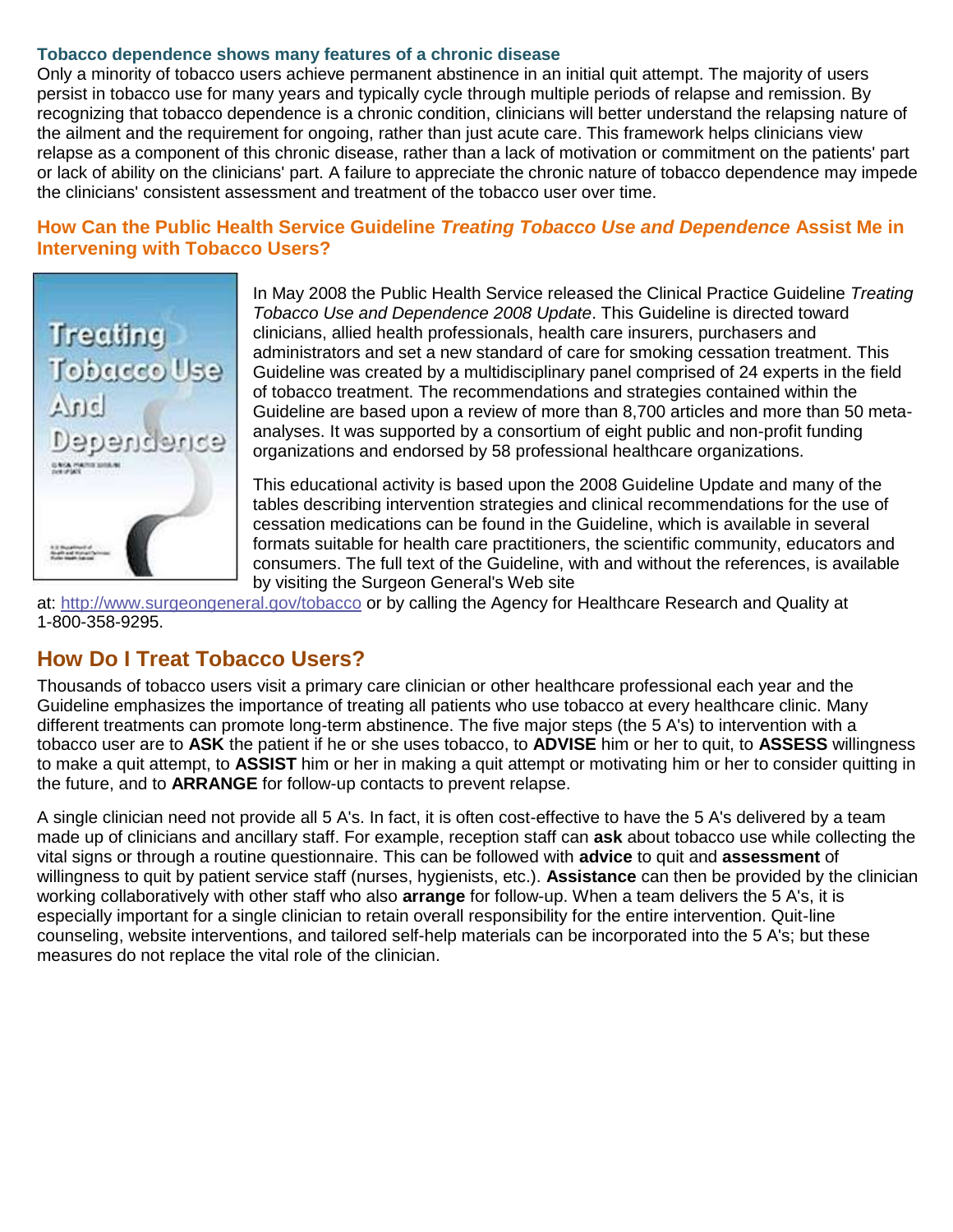### Tobacco dependence shows many features of a chronic disease

Only a minority of tobacco users achieve permanent abstinence in an initial quit attempt. The majority of users persist in tobacco use for many years and typically cycle through multiple periods of relapse and remission. By recognizing that tobacco dependence is a chronic condition, clinicians will better understand the relapsing nature of the ailment and the requirement for ongoing, rather than just acute care. This framework helps clinicians view relapse as a component of this chronic disease, rather than a lack of motivation or commitment on the patients' part or lack of ability on the clinicians' part. A failure to appreciate the chronic nature of tobacco dependence may impede the clinicians' consistent assessment and treatment of the tobacco user over time.

### How Can the Public Health Service Guideline *Treating Tobacco Use and Dependence* Assist Me in Intervening with Tobacco Users?

In May 2008 the Public Health Service released the Clinical Practice Guideline *Treating Tobacco Use and Dependence 2008 Update*. This Guideline is directed toward clinicians, allied health professionals, health care insurers, purchasers and administrators and set a new standard of care for smoking cessation treatment. This Guideline was created by a multidisciplinary panel comprised of 24 experts in the field of tobacco treatment. The recommendations and strategies contained within the Guideline are based upon a review of more than 8,700 articles and more than 50 meta-analyses. It was supported by a consortium of eight public and non-profit funding organizations and endorsed by 58 professional healthcare organizations.

This educational activity is based upon the 2008 Guideline Update and many of the tables describing intervention strategies and clinical recommendations for the use of cessation medications can be found in the Guideline, which is available in several formats suitable for health care practitioners, the scientific community, educators and consumers. The full text of the Guideline, with and without the references, is available by visiting the Surgeon General's Web site at: http://www.surgeongeneral.gov/tobacco or by calling the Agency for Healthcare Research and Quality at 1-800-358-9295.

## How Do I Treat Tobacco Users?

Thousands of tobacco users visit a primary care clinician or other healthcare professional each year and the Guideline emphasizes the importance of treating all patients who use tobacco at every healthcare clinic. Many different treatments can promote long-term abstinence. The five major steps (the 5 A's) to intervention with a tobacco user are to **ASK** the patient if he or she uses tobacco, to **ADVISE** him or her to quit, to **ASSESS** willingness to make a quit attempt, to **ASSIST** him or her in making a quit attempt or motivating him or her to consider quitting in the future, and to **ARRANGE** for follow-up contacts to prevent relapse.

A single clinician need not provide all 5 A's. In fact, it is often cost-effective to have the 5 A's delivered by a team made up of clinicians and ancillary staff. For example, reception staff can **ask** about tobacco use while collecting the vital signs or through a routine questionnaire. This can be followed with **advice** to quit and **assessment** of willingness to quit by patient service staff (nurses, hygienists, etc.). **Assistance** can then be provided by the clinician working collaboratively with other staff who also **arrange** for follow-up. When a team delivers the 5 A's, it is especially important for a single clinician to retain overall responsibility for the entire intervention. Quit-line counseling, website interventions, and tailored self-help materials can be incorporated into the 5 A's; but these measures do not replace the vital role of the clinician.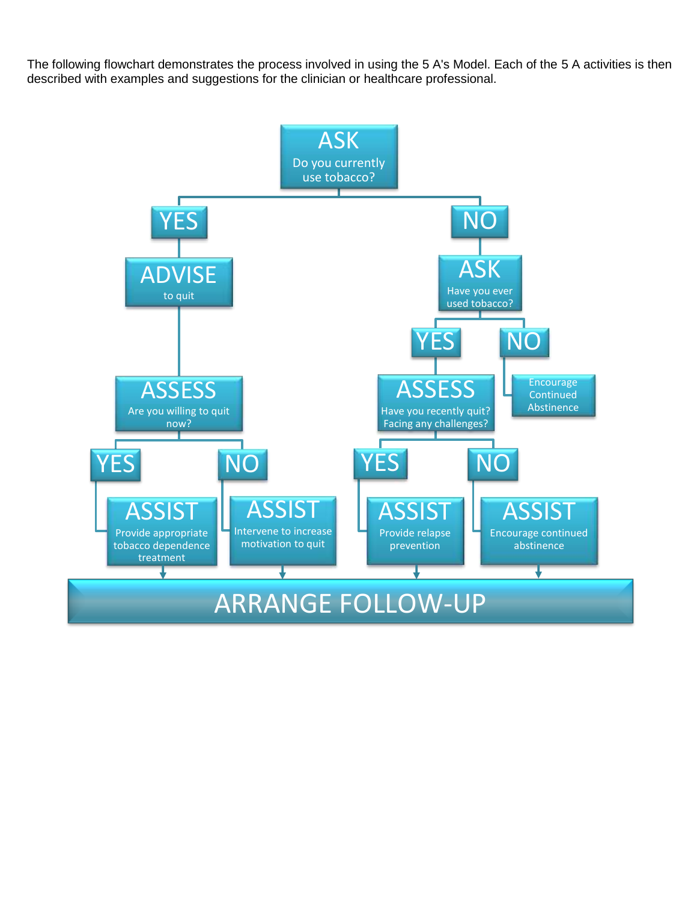The following flowchart demonstrates the process involved in using the 5 A's Model. Each of the 5 A activities is then described with examples and suggestions for the clinician or healthcare professional.

- **ASK** – Do you currently use tobacco?
  - **YES**
    - **ADVISE** to quit
      - **ASSESS** – Are you willing to quit now?
        - **YES** → **ASSIST** – Provide appropriate tobacco dependence treatment
        - **NO** → **ASSIST** – Intervene to increase motivation to quit
  - **NO**
    - **ASK** – Have you ever used tobacco?
      - **YES**
        - **ASSESS** – Have you recently quit? Facing any challenges?
          - **YES** → **ASSIST** – Provide relapse prevention
          - **NO** → **ASSIST** – Encourage continued abstinence
      - **NO** → Encourage Continued Abstinence

All ASSIST steps → **ARRANGE FOLLOW-UP**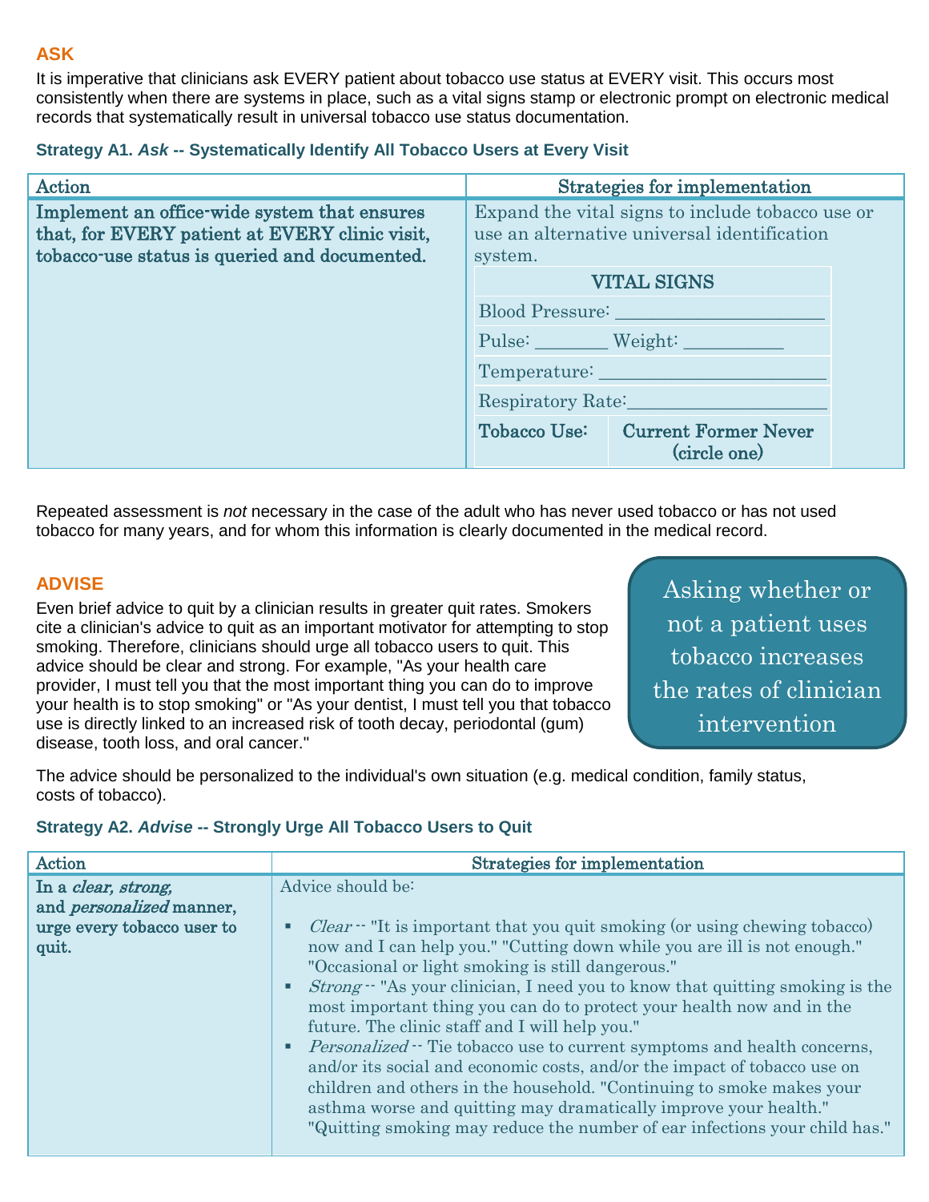## ASK

It is imperative that clinicians ask EVERY patient about tobacco use status at EVERY visit. This occurs most consistently when there are systems in place, such as a vital signs stamp or electronic prompt on electronic medical records that systematically result in universal tobacco use status documentation.

### Strategy A1. *Ask* -- Systematically Identify All Tobacco Users at Every Visit

| Action | Strategies for implementation |
|---|---|
| **Implement an office-wide system that ensures that, for EVERY patient at EVERY clinic visit, tobacco-use status is queried and documented.** | Expand the vital signs to include tobacco use or use an alternative universal identification system.<br><br>**VITAL SIGNS**<br>Blood Pressure: ____________________<br>Pulse: _______ Weight: __________<br>Temperature: ______________________<br>Respiratory Rate:___________________<br>**Tobacco Use:** **Current Former Never (circle one)** |

Repeated assessment is *not* necessary in the case of the adult who has never used tobacco or has not used tobacco for many years, and for whom this information is clearly documented in the medical record.

## ADVISE

Even brief advice to quit by a clinician results in greater quit rates. Smokers cite a clinician's advice to quit as an important motivator for attempting to stop smoking. Therefore, clinicians should urge all tobacco users to quit. This advice should be clear and strong. For example, "As your health care provider, I must tell you that the most important thing you can do to improve your health is to stop smoking" or "As your dentist, I must tell you that tobacco use is directly linked to an increased risk of tooth decay, periodontal (gum) disease, tooth loss, and oral cancer."

> Asking whether or not a patient uses tobacco increases the rates of clinician intervention

The advice should be personalized to the individual's own situation (e.g. medical condition, family status, costs of tobacco).

### Strategy A2. *Advise* -- Strongly Urge All Tobacco Users to Quit

| Action | Strategies for implementation |
|---|---|
| **In a *clear, strong,* and *personalized* manner, urge every tobacco user to quit.** | Advice should be:<br><br>▪ *Clear* -- "It is important that you quit smoking (or using chewing tobacco) now and I can help you." "Cutting down while you are ill is not enough." "Occasional or light smoking is still dangerous."<br>▪ *Strong* -- "As your clinician, I need you to know that quitting smoking is the most important thing you can do to protect your health now and in the future. The clinic staff and I will help you."<br>▪ *Personalized* -- Tie tobacco use to current symptoms and health concerns, and/or its social and economic costs, and/or the impact of tobacco use on children and others in the household. "Continuing to smoke makes your asthma worse and quitting may dramatically improve your health." "Quitting smoking may reduce the number of ear infections your child has." |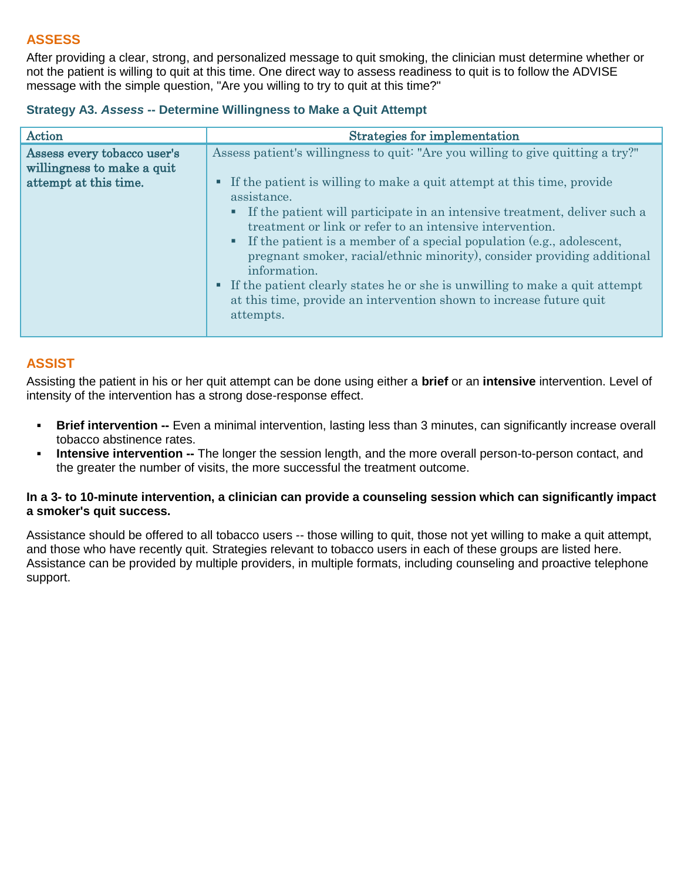## ASSESS

After providing a clear, strong, and personalized message to quit smoking, the clinician must determine whether or not the patient is willing to quit at this time. One direct way to assess readiness to quit is to follow the ADVISE message with the simple question, "Are you willing to try to quit at this time?"

### Strategy A3. *Assess* -- Determine Willingness to Make a Quit Attempt

| Action | Strategies for implementation |
| --- | --- |
| **Assess every tobacco user's willingness to make a quit attempt at this time.** | Assess patient's willingness to quit: "Are you willing to give quitting a try?"<br><br>▪ If the patient is willing to make a quit attempt at this time, provide assistance.<br>&nbsp;&nbsp;&nbsp;&nbsp;▪ If the patient will participate in an intensive treatment, deliver such a treatment or link or refer to an intensive intervention.<br>&nbsp;&nbsp;&nbsp;&nbsp;▪ If the patient is a member of a special population (e.g., adolescent, pregnant smoker, racial/ethnic minority), consider providing additional information.<br>▪ If the patient clearly states he or she is unwilling to make a quit attempt at this time, provide an intervention shown to increase future quit attempts. |

## ASSIST

Assisting the patient in his or her quit attempt can be done using either a **brief** or an **intensive** intervention. Level of intensity of the intervention has a strong dose-response effect.

- **Brief intervention --** Even a minimal intervention, lasting less than 3 minutes, can significantly increase overall tobacco abstinence rates.
- **Intensive intervention --** The longer the session length, and the more overall person-to-person contact, and the greater the number of visits, the more successful the treatment outcome.

**In a 3- to 10-minute intervention, a clinician can provide a counseling session which can significantly impact a smoker's quit success.**

Assistance should be offered to all tobacco users -- those willing to quit, those not yet willing to make a quit attempt, and those who have recently quit. Strategies relevant to tobacco users in each of these groups are listed here. Assistance can be provided by multiple providers, in multiple formats, including counseling and proactive telephone support.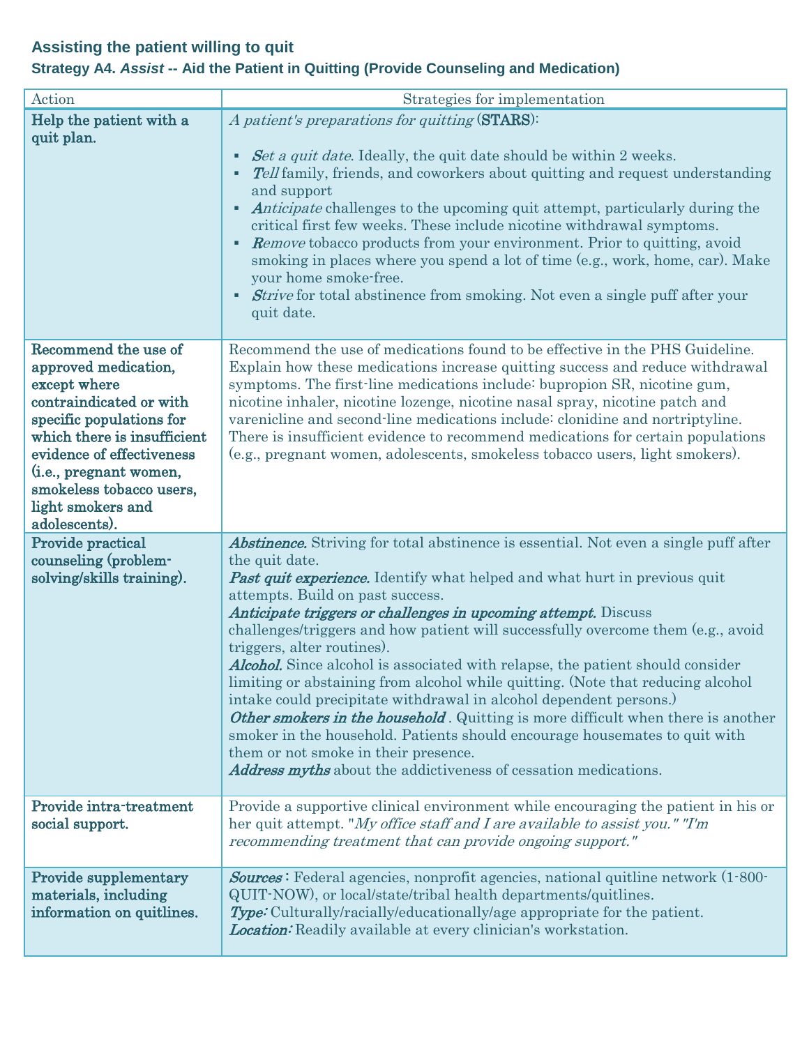### Assisting the patient willing to quit

#### Strategy A4. *Assist* -- Aid the Patient in Quitting (Provide Counseling and Medication)

| Action | Strategies for implementation |
|---|---|
| **Help the patient with a quit plan.** | *A patient's preparations for quitting* (**STARS**):<br>▪ ***S****et a quit date*. Ideally, the quit date should be within 2 weeks.<br>▪ ***T****ell* family, friends, and coworkers about quitting and request understanding and support<br>▪ ***A****nticipate* challenges to the upcoming quit attempt, particularly during the critical first few weeks. These include nicotine withdrawal symptoms.<br>▪ ***R****emove* tobacco products from your environment. Prior to quitting, avoid smoking in places where you spend a lot of time (e.g., work, home, car). Make your home smoke-free.<br>▪ ***S****trive* for total abstinence from smoking. Not even a single puff after your quit date. |
| **Recommend the use of approved medication, except where contraindicated or with specific populations for which there is insufficient evidence of effectiveness (i.e., pregnant women, smokeless tobacco users, light smokers and adolescents).** | Recommend the use of medications found to be effective in the PHS Guideline. Explain how these medications increase quitting success and reduce withdrawal symptoms. The first-line medications include: bupropion SR, nicotine gum, nicotine inhaler, nicotine lozenge, nicotine nasal spray, nicotine patch and varenicline and second-line medications include: clonidine and nortriptyline. There is insufficient evidence to recommend medications for certain populations (e.g., pregnant women, adolescents, smokeless tobacco users, light smokers). |
| **Provide practical counseling (problem-solving/skills training).** | ***Abstinence.*** Striving for total abstinence is essential. Not even a single puff after the quit date.<br>***Past quit experience.*** Identify what helped and what hurt in previous quit attempts. Build on past success.<br>***Anticipate triggers or challenges in upcoming attempt.*** Discuss challenges/triggers and how patient will successfully overcome them (e.g., avoid triggers, alter routines).<br>***Alcohol.*** Since alcohol is associated with relapse, the patient should consider limiting or abstaining from alcohol while quitting. (Note that reducing alcohol intake could precipitate withdrawal in alcohol dependent persons.)<br>***Other smokers in the household .*** Quitting is more difficult when there is another smoker in the household. Patients should encourage housemates to quit with them or not smoke in their presence.<br>***Address myths*** about the addictiveness of cessation medications. |
| **Provide intra-treatment social support.** | Provide a supportive clinical environment while encouraging the patient in his or her quit attempt. "*My office staff and I are available to assist you." "I'm recommending treatment that can provide ongoing support."* |
| **Provide supplementary materials, including information on quitlines.** | ***Sources*** **:** Federal agencies, nonprofit agencies, national quitline network (1-800-QUIT-NOW), or local/state/tribal health departments/quitlines.<br>***Type:*** Culturally/racially/educationally/age appropriate for the patient.<br>***Location:*** Readily available at every clinician's workstation. |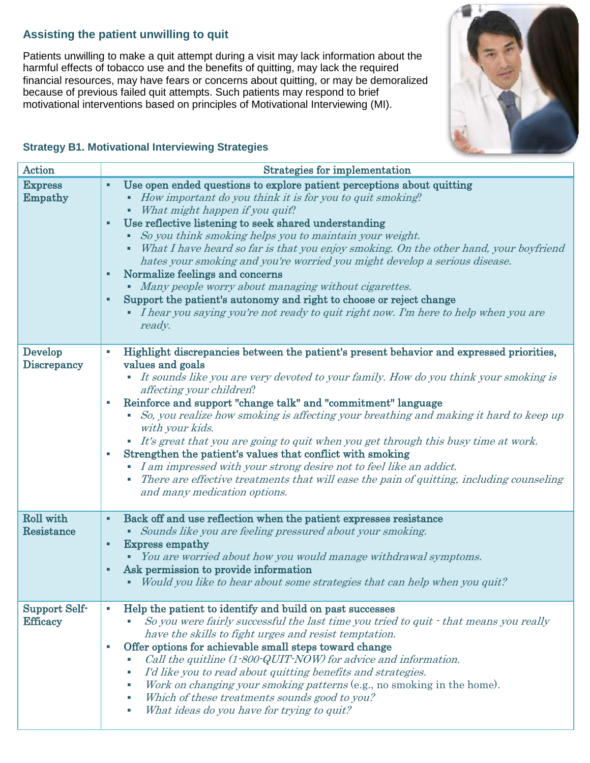## Assisting the patient unwilling to quit

Patients unwilling to make a quit attempt during a visit may lack information about the harmful effects of tobacco use and the benefits of quitting, may lack the required financial resources, may have fears or concerns about quitting, or may be demoralized because of previous failed quit attempts. Such patients may respond to brief motivational interventions based on principles of Motivational Interviewing (MI).

### Strategy B1. Motivational Interviewing Strategies

| Action | Strategies for implementation |
|---|---|
| **Express Empathy** | ▪ **Use open ended questions to explore patient perceptions about quitting**<br>  ▪ *How important do you think it is for you to quit smoking?*<br>  ▪ *What might happen if you quit?*<br>▪ **Use reflective listening to seek shared understanding**<br>  ▪ *So you think smoking helps you to maintain your weight.*<br>  ▪ *What I have heard so far is that you enjoy smoking. On the other hand, your boyfriend hates your smoking and you're worried you might develop a serious disease.*<br>▪ **Normalize feelings and concerns**<br>  ▪ *Many people worry about managing without cigarettes.*<br>▪ **Support the patient's autonomy and right to choose or reject change**<br>  ▪ *I hear you saying you're not ready to quit right now. I'm here to help when you are ready.* |
| **Develop Discrepancy** | ▪ **Highlight discrepancies between the patient's present behavior and expressed priorities, values and goals**<br>  ▪ *It sounds like you are very devoted to your family. How do you think your smoking is affecting your children?*<br>▪ **Reinforce and support "change talk" and "commitment" language**<br>  ▪ *So, you realize how smoking is affecting your breathing and making it hard to keep up with your kids.*<br>  ▪ *It's great that you are going to quit when you get through this busy time at work.*<br>▪ **Strengthen the patient's values that conflict with smoking**<br>  ▪ *I am impressed with your strong desire not to feel like an addict.*<br>  ▪ *There are effective treatments that will ease the pain of quitting, including counseling and many medication options.* |
| **Roll with Resistance** | ▪ **Back off and use reflection when the patient expresses resistance**<br>  ▪ *Sounds like you are feeling pressured about your smoking.*<br>▪ **Express empathy**<br>  ▪ *You are worried about how you would manage withdrawal symptoms.*<br>▪ **Ask permission to provide information**<br>  ▪ *Would you like to hear about some strategies that can help when you quit?* |
| **Support Self-Efficacy** | ▪ **Help the patient to identify and build on past successes**<br>  ▪ *So you were fairly successful the last time you tried to quit - that means you really have the skills to fight urges and resist temptation.*<br>▪ **Offer options for achievable small steps toward change**<br>  ▪ *Call the quitline (1-800-QUIT-NOW) for advice and information.*<br>  ▪ *I'd like you to read about quitting benefits and strategies.*<br>  ▪ *Work on changing your smoking patterns* (e.g., no smoking in the home).<br>  ▪ *Which of these treatments sounds good to you?*<br>  ▪ *What ideas do you have for trying to quit?* |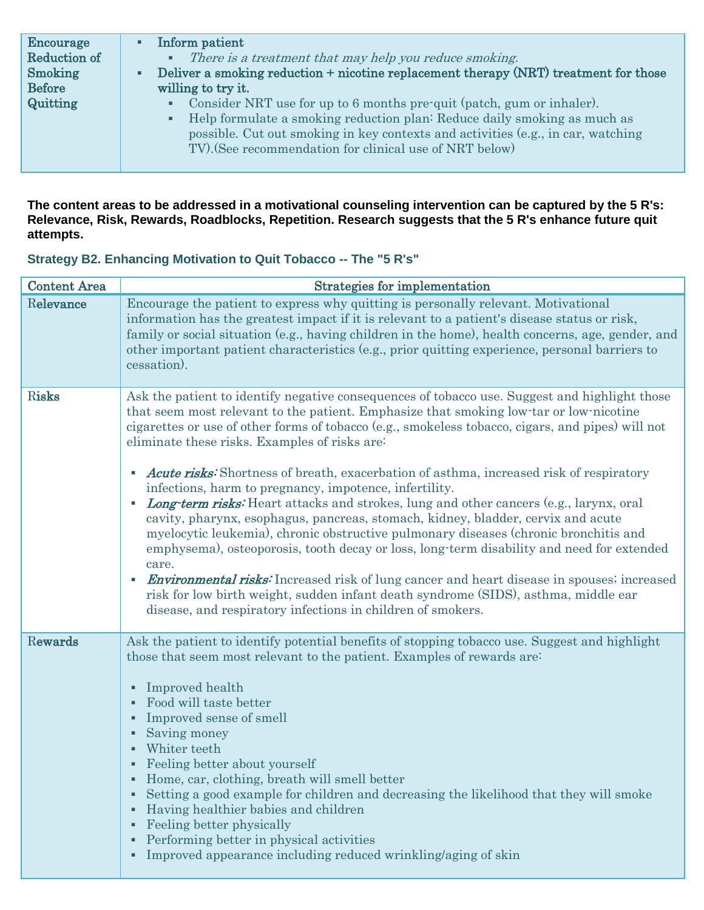| Encourage Reduction of Smoking Before Quitting | ▪ **Inform patient**<br>&nbsp;&nbsp;&nbsp;&nbsp;▪ *There is a treatment that may help you reduce smoking.*<br>▪ **Deliver a smoking reduction + nicotine replacement therapy (NRT) treatment for those willing to try it.**<br>&nbsp;&nbsp;&nbsp;&nbsp;▪ Consider NRT use for up to 6 months pre-quit (patch, gum or inhaler).<br>&nbsp;&nbsp;&nbsp;&nbsp;▪ Help formulate a smoking reduction plan: Reduce daily smoking as much as possible. Cut out smoking in key contexts and activities (e.g., in car, watching TV).(See recommendation for clinical use of NRT below) |
|---|---|

**The content areas to be addressed in a motivational counseling intervention can be captured by the 5 R's: Relevance, Risk, Rewards, Roadblocks, Repetition. Research suggests that the 5 R's enhance future quit attempts.**

### Strategy B2. Enhancing Motivation to Quit Tobacco -- The "5 R's"

| Content Area | Strategies for implementation |
|---|---|
| Relevance | Encourage the patient to express why quitting is personally relevant. Motivational information has the greatest impact if it is relevant to a patient's disease status or risk, family or social situation (e.g., having children in the home), health concerns, age, gender, and other important patient characteristics (e.g., prior quitting experience, personal barriers to cessation). |
| Risks | Ask the patient to identify negative consequences of tobacco use. Suggest and highlight those that seem most relevant to the patient. Emphasize that smoking low-tar or low-nicotine cigarettes or use of other forms of tobacco (e.g., smokeless tobacco, cigars, and pipes) will not eliminate these risks. Examples of risks are:<br><br>▪ ***Acute risks:*** Shortness of breath, exacerbation of asthma, increased risk of respiratory infections, harm to pregnancy, impotence, infertility.<br>▪ ***Long-term risks:*** Heart attacks and strokes, lung and other cancers (e.g., larynx, oral cavity, pharynx, esophagus, pancreas, stomach, kidney, bladder, cervix and acute myelocytic leukemia), chronic obstructive pulmonary diseases (chronic bronchitis and emphysema), osteoporosis, tooth decay or loss, long-term disability and need for extended care.<br>▪ ***Environmental risks:*** Increased risk of lung cancer and heart disease in spouses; increased risk for low birth weight, sudden infant death syndrome (SIDS), asthma, middle ear disease, and respiratory infections in children of smokers. |
| Rewards | Ask the patient to identify potential benefits of stopping tobacco use. Suggest and highlight those that seem most relevant to the patient. Examples of rewards are:<br><br>▪ Improved health<br>▪ Food will taste better<br>▪ Improved sense of smell<br>▪ Saving money<br>▪ Whiter teeth<br>▪ Feeling better about yourself<br>▪ Home, car, clothing, breath will smell better<br>▪ Setting a good example for children and decreasing the likelihood that they will smoke<br>▪ Having healthier babies and children<br>▪ Feeling better physically<br>▪ Performing better in physical activities<br>▪ Improved appearance including reduced wrinkling/aging of skin |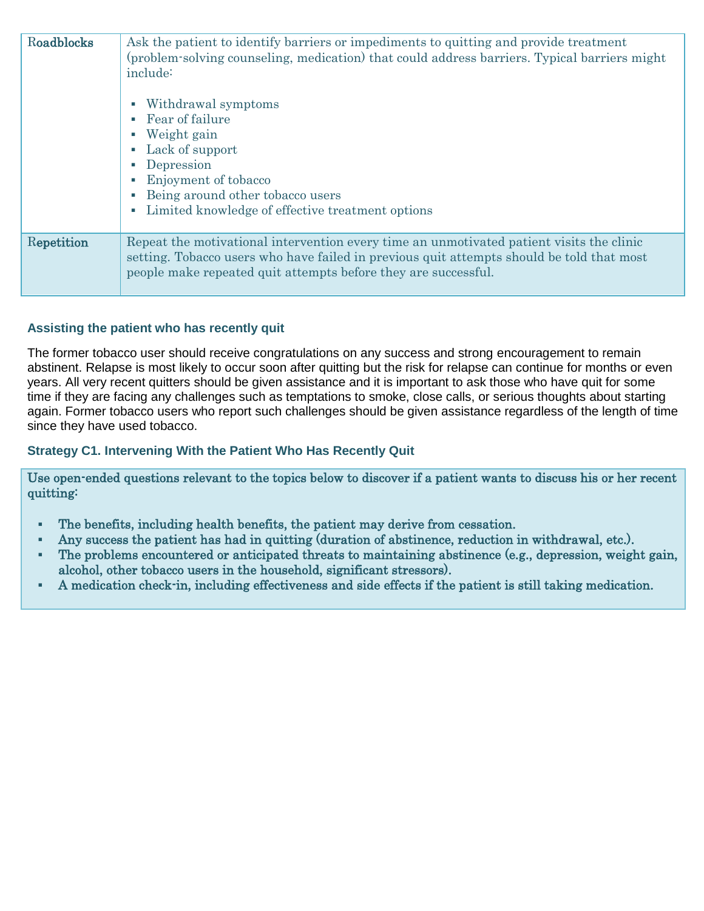| Roadblocks | Ask the patient to identify barriers or impediments to quitting and provide treatment (problem-solving counseling, medication) that could address barriers. Typical barriers might include:<br><br>▪ Withdrawal symptoms<br>▪ Fear of failure<br>▪ Weight gain<br>▪ Lack of support<br>▪ Depression<br>▪ Enjoyment of tobacco<br>▪ Being around other tobacco users<br>▪ Limited knowledge of effective treatment options |
|---|---|
| Repetition | Repeat the motivational intervention every time an unmotivated patient visits the clinic setting. Tobacco users who have failed in previous quit attempts should be told that most people make repeated quit attempts before they are successful. |

### Assisting the patient who has recently quit

The former tobacco user should receive congratulations on any success and strong encouragement to remain abstinent. Relapse is most likely to occur soon after quitting but the risk for relapse can continue for months or even years. All very recent quitters should be given assistance and it is important to ask those who have quit for some time if they are facing any challenges such as temptations to smoke, close calls, or serious thoughts about starting again. Former tobacco users who report such challenges should be given assistance regardless of the length of time since they have used tobacco.

### Strategy C1. Intervening With the Patient Who Has Recently Quit

**Use open-ended questions relevant to the topics below to discover if a patient wants to discuss his or her recent quitting:**

- **The benefits, including health benefits, the patient may derive from cessation.**
- **Any success the patient has had in quitting (duration of abstinence, reduction in withdrawal, etc.).**
- **The problems encountered or anticipated threats to maintaining abstinence (e.g., depression, weight gain, alcohol, other tobacco users in the household, significant stressors).**
- **A medication check-in, including effectiveness and side effects if the patient is still taking medication.**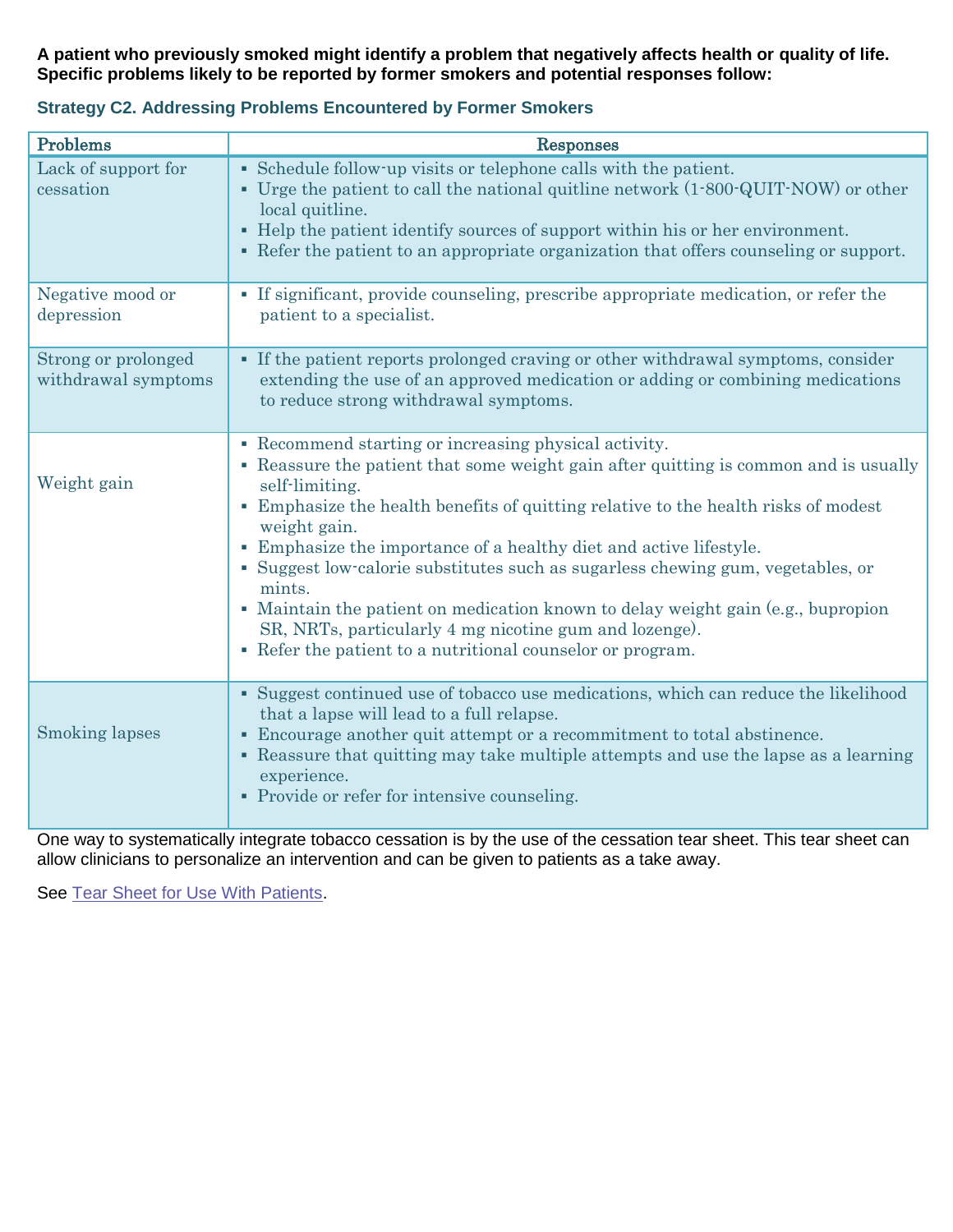**A patient who previously smoked might identify a problem that negatively affects health or quality of life. Specific problems likely to be reported by former smokers and potential responses follow:**

### Strategy C2. Addressing Problems Encountered by Former Smokers

| Problems | Responses |
|---|---|
| Lack of support for cessation | ▪ Schedule follow-up visits or telephone calls with the patient.<br>▪ Urge the patient to call the national quitline network (1-800-QUIT-NOW) or other local quitline.<br>▪ Help the patient identify sources of support within his or her environment.<br>▪ Refer the patient to an appropriate organization that offers counseling or support. |
| Negative mood or depression | ▪ If significant, provide counseling, prescribe appropriate medication, or refer the patient to a specialist. |
| Strong or prolonged withdrawal symptoms | ▪ If the patient reports prolonged craving or other withdrawal symptoms, consider extending the use of an approved medication or adding or combining medications to reduce strong withdrawal symptoms. |
| Weight gain | ▪ Recommend starting or increasing physical activity.<br>▪ Reassure the patient that some weight gain after quitting is common and is usually self-limiting.<br>▪ Emphasize the health benefits of quitting relative to the health risks of modest weight gain.<br>▪ Emphasize the importance of a healthy diet and active lifestyle.<br>▪ Suggest low-calorie substitutes such as sugarless chewing gum, vegetables, or mints.<br>▪ Maintain the patient on medication known to delay weight gain (e.g., bupropion SR, NRTs, particularly 4 mg nicotine gum and lozenge).<br>▪ Refer the patient to a nutritional counselor or program. |
| Smoking lapses | ▪ Suggest continued use of tobacco use medications, which can reduce the likelihood that a lapse will lead to a full relapse.<br>▪ Encourage another quit attempt or a recommitment to total abstinence.<br>▪ Reassure that quitting may take multiple attempts and use the lapse as a learning experience.<br>▪ Provide or refer for intensive counseling. |

One way to systematically integrate tobacco cessation is by the use of the cessation tear sheet. This tear sheet can allow clinicians to personalize an intervention and can be given to patients as a take away.

See Tear Sheet for Use With Patients.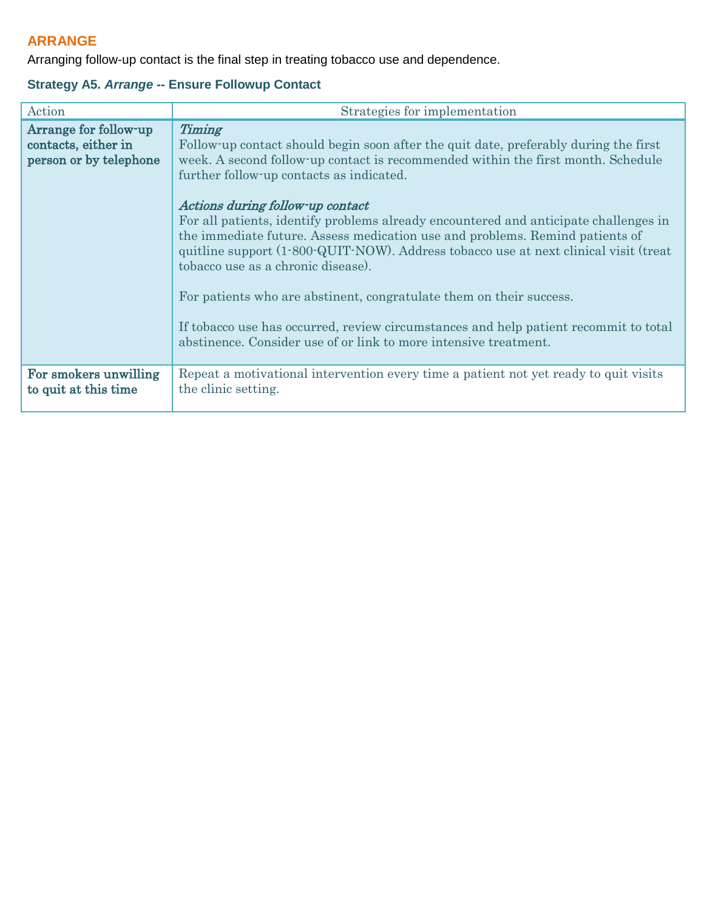## ARRANGE

Arranging follow-up contact is the final step in treating tobacco use and dependence.

### Strategy A5. *Arrange* -- Ensure Followup Contact

| Action | Strategies for implementation |
| --- | --- |
| **Arrange for follow-up contacts, either in person or by telephone** | ***Timing***<br>Follow-up contact should begin soon after the quit date, preferably during the first week. A second follow-up contact is recommended within the first month. Schedule further follow-up contacts as indicated.<br><br>***Actions during follow-up contact***<br>For all patients, identify problems already encountered and anticipate challenges in the immediate future. Assess medication use and problems. Remind patients of quitline support (1-800-QUIT-NOW). Address tobacco use at next clinical visit (treat tobacco use as a chronic disease).<br><br>For patients who are abstinent, congratulate them on their success.<br><br>If tobacco use has occurred, review circumstances and help patient recommit to total abstinence. Consider use of or link to more intensive treatment. |
| **For smokers unwilling to quit at this time** | Repeat a motivational intervention every time a patient not yet ready to quit visits the clinic setting. |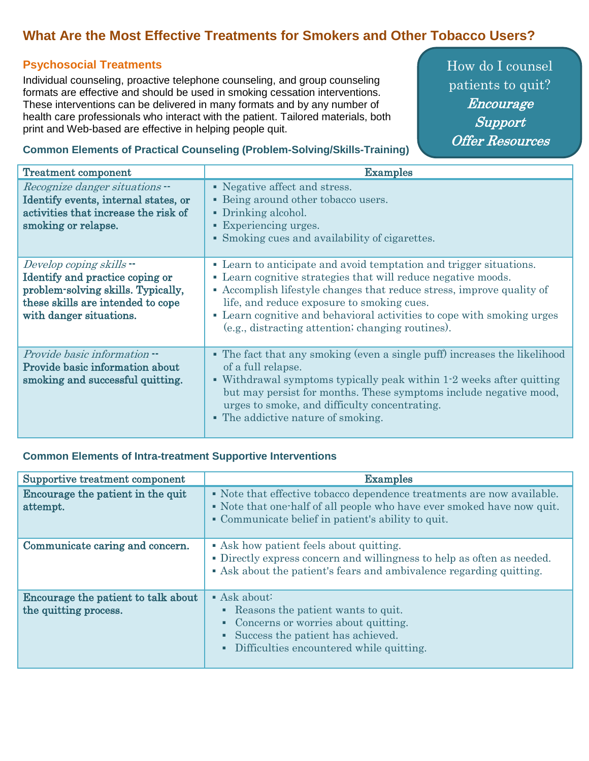# What Are the Most Effective Treatments for Smokers and Other Tobacco Users?

## Psychosocial Treatments

Individual counseling, proactive telephone counseling, and group counseling formats are effective and should be used in smoking cessation interventions. These interventions can be delivered in many formats and by any number of health care professionals who interact with the patient. Tailored materials, both print and Web-based are effective in helping people quit.

How do I counsel patients to quit?
*Encourage*
*Support*
*Offer Resources*

### Common Elements of Practical Counseling (Problem-Solving/Skills-Training)

| Treatment component | Examples |
| --- | --- |
| *Recognize danger situations* -- **Identify events, internal states, or activities that increase the risk of smoking or relapse.** | ▪ Negative affect and stress.<br>▪ Being around other tobacco users.<br>▪ Drinking alcohol.<br>▪ Experiencing urges.<br>▪ Smoking cues and availability of cigarettes. |
| *Develop coping skills* -- **Identify and practice coping or problem-solving skills. Typically, these skills are intended to cope with danger situations.** | ▪ Learn to anticipate and avoid temptation and trigger situations.<br>▪ Learn cognitive strategies that will reduce negative moods.<br>▪ Accomplish lifestyle changes that reduce stress, improve quality of life, and reduce exposure to smoking cues.<br>▪ Learn cognitive and behavioral activities to cope with smoking urges (e.g., distracting attention; changing routines). |
| *Provide basic information* -- **Provide basic information about smoking and successful quitting.** | ▪ The fact that any smoking (even a single puff) increases the likelihood of a full relapse.<br>▪ Withdrawal symptoms typically peak within 1-2 weeks after quitting but may persist for months. These symptoms include negative mood, urges to smoke, and difficulty concentrating.<br>▪ The addictive nature of smoking. |

### Common Elements of Intra-treatment Supportive Interventions

| Supportive treatment component | Examples |
| --- | --- |
| **Encourage the patient in the quit attempt.** | ▪ Note that effective tobacco dependence treatments are now available.<br>▪ Note that one-half of all people who have ever smoked have now quit.<br>▪ Communicate belief in patient's ability to quit. |
| **Communicate caring and concern.** | ▪ Ask how patient feels about quitting.<br>▪ Directly express concern and willingness to help as often as needed.<br>▪ Ask about the patient's fears and ambivalence regarding quitting. |
| **Encourage the patient to talk about the quitting process.** | ▪ Ask about:<br>▪ Reasons the patient wants to quit.<br>▪ Concerns or worries about quitting.<br>▪ Success the patient has achieved.<br>▪ Difficulties encountered while quitting. |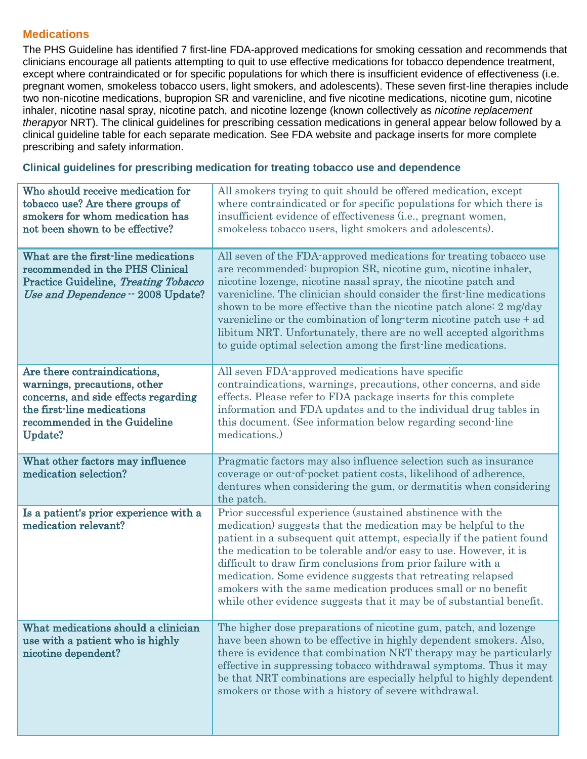## Medications

The PHS Guideline has identified 7 first-line FDA-approved medications for smoking cessation and recommends that clinicians encourage all patients attempting to quit to use effective medications for tobacco dependence treatment, except where contraindicated or for specific populations for which there is insufficient evidence of effectiveness (i.e. pregnant women, smokeless tobacco users, light smokers, and adolescents). These seven first-line therapies include two non-nicotine medications, bupropion SR and varenicline, and five nicotine medications, nicotine gum, nicotine inhaler, nicotine nasal spray, nicotine patch, and nicotine lozenge (known collectively as *nicotine replacement therapy*or NRT). The clinical guidelines for prescribing cessation medications in general appear below followed by a clinical guideline table for each separate medication. See FDA website and package inserts for more complete prescribing and safety information.

### Clinical guidelines for prescribing medication for treating tobacco use and dependence

| | |
|---|---|
| **Who should receive medication for tobacco use? Are there groups of smokers for whom medication has not been shown to be effective?** | All smokers trying to quit should be offered medication, except where contraindicated or for specific populations for which there is insufficient evidence of effectiveness (i.e., pregnant women, smokeless tobacco users, light smokers and adolescents). |
| **What are the first-line medications recommended in the PHS Clinical Practice Guideline, *Treating Tobacco Use and Dependence* -- 2008 Update?** | All seven of the FDA-approved medications for treating tobacco use are recommended: bupropion SR, nicotine gum, nicotine inhaler, nicotine lozenge, nicotine nasal spray, the nicotine patch and varenicline. The clinician should consider the first-line medications shown to be more effective than the nicotine patch alone: 2 mg/day varenicline or the combination of long-term nicotine patch use + ad libitum NRT. Unfortunately, there are no well accepted algorithms to guide optimal selection among the first-line medications. |
| **Are there contraindications, warnings, precautions, other concerns, and side effects regarding the first-line medications recommended in the Guideline Update?** | All seven FDA-approved medications have specific contraindications, warnings, precautions, other concerns, and side effects. Please refer to FDA package inserts for this complete information and FDA updates and to the individual drug tables in this document. (See information below regarding second-line medications.) |
| **What other factors may influence medication selection?** | Pragmatic factors may also influence selection such as insurance coverage or out-of-pocket patient costs, likelihood of adherence, dentures when considering the gum, or dermatitis when considering the patch. |
| **Is a patient's prior experience with a medication relevant?** | Prior successful experience (sustained abstinence with the medication) suggests that the medication may be helpful to the patient in a subsequent quit attempt, especially if the patient found the medication to be tolerable and/or easy to use. However, it is difficult to draw firm conclusions from prior failure with a medication. Some evidence suggests that retreating relapsed smokers with the same medication produces small or no benefit while other evidence suggests that it may be of substantial benefit. |
| **What medications should a clinician use with a patient who is highly nicotine dependent?** | The higher dose preparations of nicotine gum, patch, and lozenge have been shown to be effective in highly dependent smokers. Also, there is evidence that combination NRT therapy may be particularly effective in suppressing tobacco withdrawal symptoms. Thus it may be that NRT combinations are especially helpful to highly dependent smokers or those with a history of severe withdrawal. |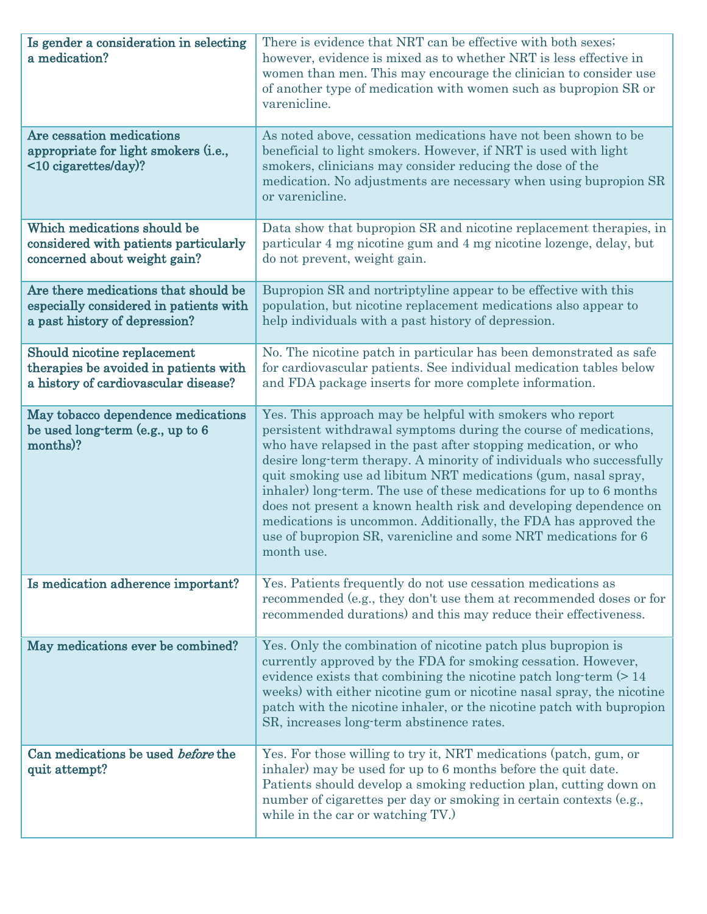| | |
|---|---|
| **Is gender a consideration in selecting a medication?** | There is evidence that NRT can be effective with both sexes; however, evidence is mixed as to whether NRT is less effective in women than men. This may encourage the clinician to consider use of another type of medication with women such as bupropion SR or varenicline. |
| **Are cessation medications appropriate for light smokers (i.e., <10 cigarettes/day)?** | As noted above, cessation medications have not been shown to be beneficial to light smokers. However, if NRT is used with light smokers, clinicians may consider reducing the dose of the medication. No adjustments are necessary when using bupropion SR or varenicline. |
| **Which medications should be considered with patients particularly concerned about weight gain?** | Data show that bupropion SR and nicotine replacement therapies, in particular 4 mg nicotine gum and 4 mg nicotine lozenge, delay, but do not prevent, weight gain. |
| **Are there medications that should be especially considered in patients with a past history of depression?** | Bupropion SR and nortriptyline appear to be effective with this population, but nicotine replacement medications also appear to help individuals with a past history of depression. |
| **Should nicotine replacement therapies be avoided in patients with a history of cardiovascular disease?** | No. The nicotine patch in particular has been demonstrated as safe for cardiovascular patients. See individual medication tables below and FDA package inserts for more complete information. |
| **May tobacco dependence medications be used long-term (e.g., up to 6 months)?** | Yes. This approach may be helpful with smokers who report persistent withdrawal symptoms during the course of medications, who have relapsed in the past after stopping medication, or who desire long-term therapy. A minority of individuals who successfully quit smoking use ad libitum NRT medications (gum, nasal spray, inhaler) long-term. The use of these medications for up to 6 months does not present a known health risk and developing dependence on medications is uncommon. Additionally, the FDA has approved the use of bupropion SR, varenicline and some NRT medications for 6 month use. |
| **Is medication adherence important?** | Yes. Patients frequently do not use cessation medications as recommended (e.g., they don't use them at recommended doses or for recommended durations) and this may reduce their effectiveness. |
| **May medications ever be combined?** | Yes. Only the combination of nicotine patch plus bupropion is currently approved by the FDA for smoking cessation. However, evidence exists that combining the nicotine patch long-term (> 14 weeks) with either nicotine gum or nicotine nasal spray, the nicotine patch with the nicotine inhaler, or the nicotine patch with bupropion SR, increases long-term abstinence rates. |
| **Can medications be used *before* the quit attempt?** | Yes. For those willing to try it, NRT medications (patch, gum, or inhaler) may be used for up to 6 months before the quit date. Patients should develop a smoking reduction plan, cutting down on number of cigarettes per day or smoking in certain contexts (e.g., while in the car or watching TV.) |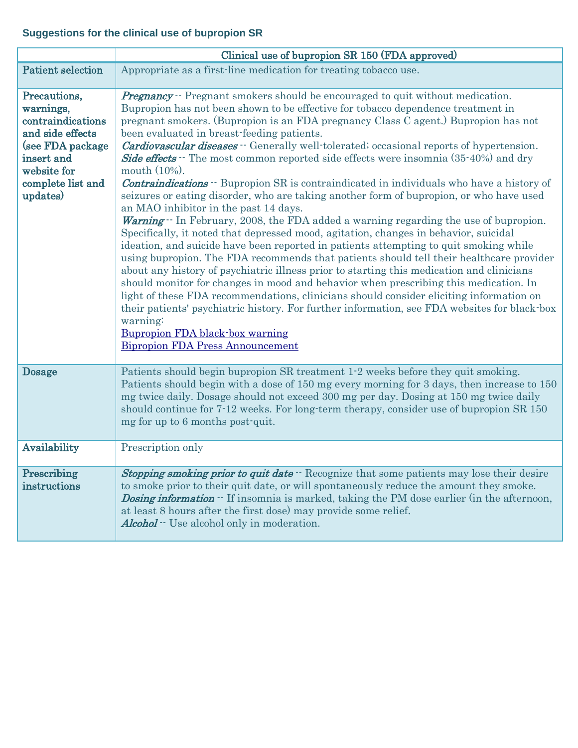### Suggestions for the clinical use of bupropion SR

| | Clinical use of bupropion SR 150 (FDA approved) |
|---|---|
| **Patient selection** | Appropriate as a first-line medication for treating tobacco use. |
| **Precautions, warnings, contraindications and side effects (see FDA package insert and website for complete list and updates)** | ***Pregnancy*** -- Pregnant smokers should be encouraged to quit without medication. Bupropion has not been shown to be effective for tobacco dependence treatment in pregnant smokers. (Bupropion is an FDA pregnancy Class C agent.) Bupropion has not been evaluated in breast-feeding patients.<br>***Cardiovascular diseases*** -- Generally well-tolerated; occasional reports of hypertension.<br>***Side effects*** -- The most common reported side effects were insomnia (35-40%) and dry mouth (10%).<br>***Contraindications*** -- Bupropion SR is contraindicated in individuals who have a history of seizures or eating disorder, who are taking another form of bupropion, or who have used an MAO inhibitor in the past 14 days.<br>***Warning*** -- In February, 2008, the FDA added a warning regarding the use of bupropion. Specifically, it noted that depressed mood, agitation, changes in behavior, suicidal ideation, and suicide have been reported in patients attempting to quit smoking while using bupropion. The FDA recommends that patients should tell their healthcare provider about any history of psychiatric illness prior to starting this medication and clinicians should monitor for changes in mood and behavior when prescribing this medication. In light of these FDA recommendations, clinicians should consider eliciting information on their patients' psychiatric history. For further information, see FDA websites for black-box warning:<br>Bupropion FDA black-box warning<br>Bipropion FDA Press Announcement |
| **Dosage** | Patients should begin bupropion SR treatment 1-2 weeks before they quit smoking. Patients should begin with a dose of 150 mg every morning for 3 days, then increase to 150 mg twice daily. Dosage should not exceed 300 mg per day. Dosing at 150 mg twice daily should continue for 7-12 weeks. For long-term therapy, consider use of bupropion SR 150 mg for up to 6 months post-quit. |
| **Availability** | Prescription only |
| **Prescribing instructions** | ***Stopping smoking prior to quit date*** -- Recognize that some patients may lose their desire to smoke prior to their quit date, or will spontaneously reduce the amount they smoke.<br>***Dosing information*** -- If insomnia is marked, taking the PM dose earlier (in the afternoon, at least 8 hours after the first dose) may provide some relief.<br>***Alcohol*** -- Use alcohol only in moderation. |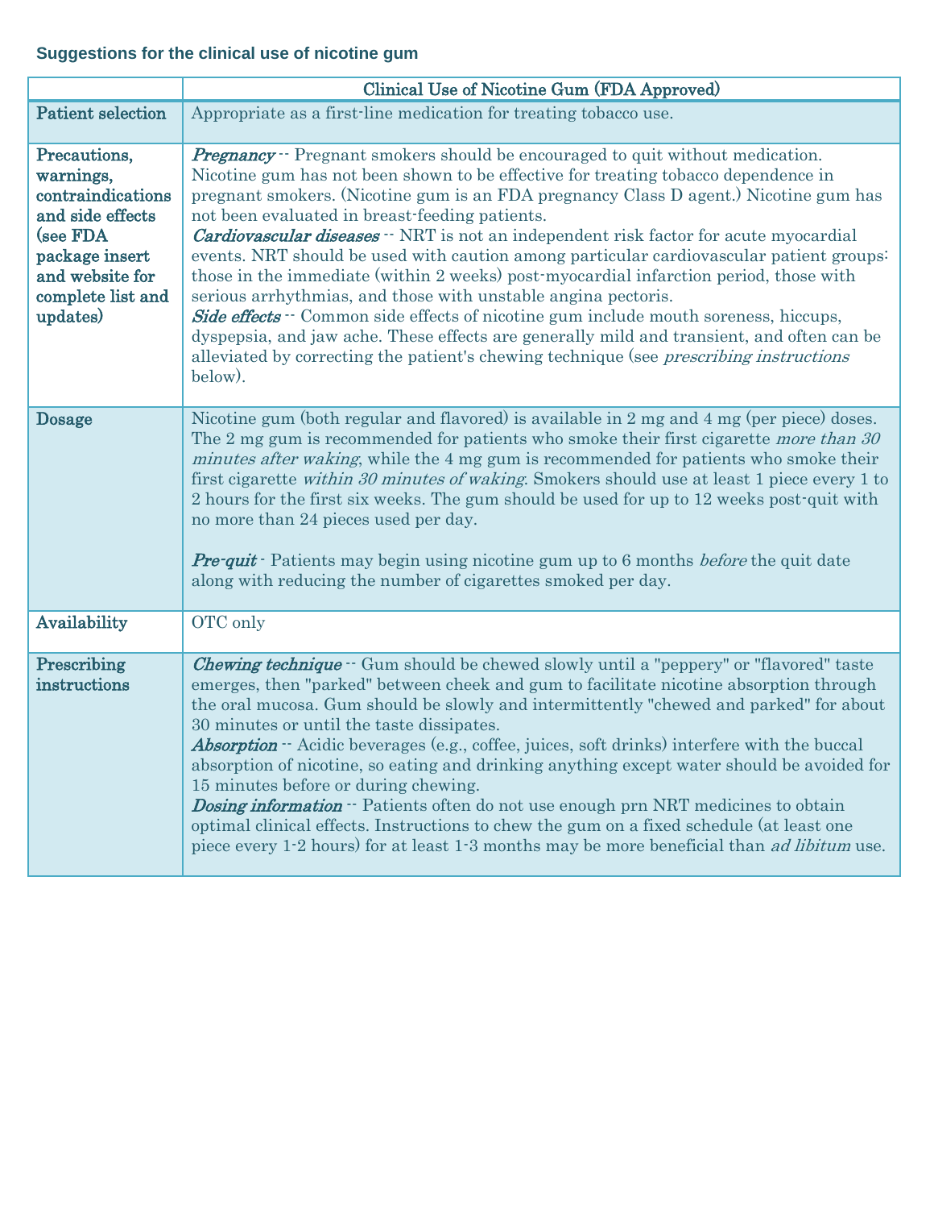### Suggestions for the clinical use of nicotine gum

| | Clinical Use of Nicotine Gum (FDA Approved) |
|---|---|
| **Patient selection** | Appropriate as a first-line medication for treating tobacco use. |
| **Precautions, warnings, contraindications and side effects (see FDA package insert and website for complete list and updates)** | ***Pregnancy*** -- Pregnant smokers should be encouraged to quit without medication. Nicotine gum has not been shown to be effective for treating tobacco dependence in pregnant smokers. (Nicotine gum is an FDA pregnancy Class D agent.) Nicotine gum has not been evaluated in breast-feeding patients.<br>***Cardiovascular diseases*** -- NRT is not an independent risk factor for acute myocardial events. NRT should be used with caution among particular cardiovascular patient groups: those in the immediate (within 2 weeks) post-myocardial infarction period, those with serious arrhythmias, and those with unstable angina pectoris.<br>***Side effects*** -- Common side effects of nicotine gum include mouth soreness, hiccups, dyspepsia, and jaw ache. These effects are generally mild and transient, and often can be alleviated by correcting the patient's chewing technique (see *prescribing instructions* below). |
| **Dosage** | Nicotine gum (both regular and flavored) is available in 2 mg and 4 mg (per piece) doses. The 2 mg gum is recommended for patients who smoke their first cigarette *more than 30 minutes after waking*, while the 4 mg gum is recommended for patients who smoke their first cigarette *within 30 minutes of waking*. Smokers should use at least 1 piece every 1 to 2 hours for the first six weeks. The gum should be used for up to 12 weeks post-quit with no more than 24 pieces used per day.<br><br>***Pre-quit*** - Patients may begin using nicotine gum up to 6 months *before* the quit date along with reducing the number of cigarettes smoked per day. |
| **Availability** | OTC only |
| **Prescribing instructions** | ***Chewing technique*** -- Gum should be chewed slowly until a "peppery" or "flavored" taste emerges, then "parked" between cheek and gum to facilitate nicotine absorption through the oral mucosa. Gum should be slowly and intermittently "chewed and parked" for about 30 minutes or until the taste dissipates.<br>***Absorption*** -- Acidic beverages (e.g., coffee, juices, soft drinks) interfere with the buccal absorption of nicotine, so eating and drinking anything except water should be avoided for 15 minutes before or during chewing.<br>***Dosing information*** -- Patients often do not use enough prn NRT medicines to obtain optimal clinical effects. Instructions to chew the gum on a fixed schedule (at least one piece every 1-2 hours) for at least 1-3 months may be more beneficial than *ad libitum* use. |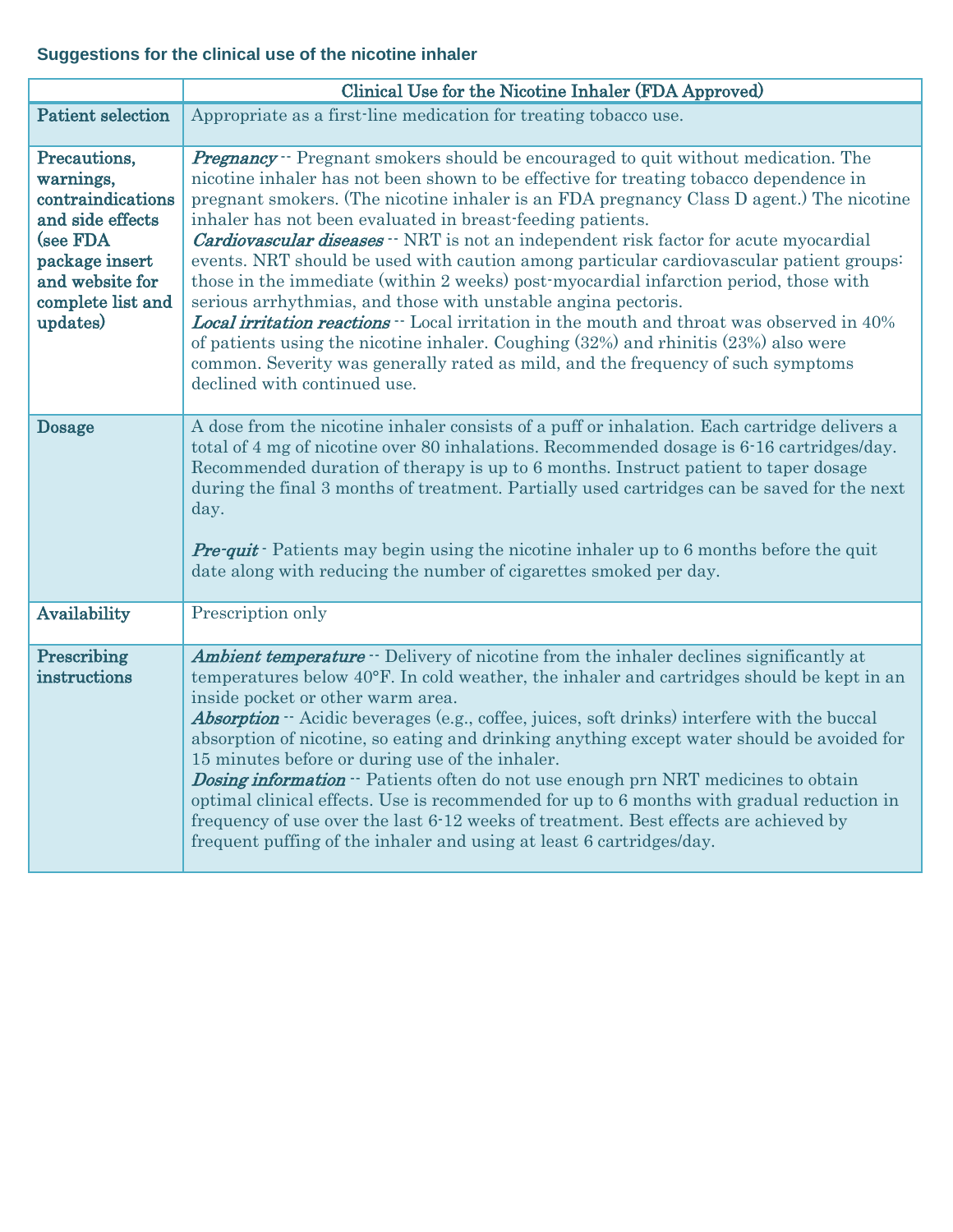### Suggestions for the clinical use of the nicotine inhaler

| | Clinical Use for the Nicotine Inhaler (FDA Approved) |
|---|---|
| **Patient selection** | Appropriate as a first-line medication for treating tobacco use. |
| **Precautions, warnings, contraindications and side effects (see FDA package insert and website for complete list and updates)** | ***Pregnancy*** -- Pregnant smokers should be encouraged to quit without medication. The nicotine inhaler has not been shown to be effective for treating tobacco dependence in pregnant smokers. (The nicotine inhaler is an FDA pregnancy Class D agent.) The nicotine inhaler has not been evaluated in breast-feeding patients.<br>***Cardiovascular diseases*** -- NRT is not an independent risk factor for acute myocardial events. NRT should be used with caution among particular cardiovascular patient groups: those in the immediate (within 2 weeks) post-myocardial infarction period, those with serious arrhythmias, and those with unstable angina pectoris.<br>***Local irritation reactions*** -- Local irritation in the mouth and throat was observed in 40% of patients using the nicotine inhaler. Coughing (32%) and rhinitis (23%) also were common. Severity was generally rated as mild, and the frequency of such symptoms declined with continued use. |
| **Dosage** | A dose from the nicotine inhaler consists of a puff or inhalation. Each cartridge delivers a total of 4 mg of nicotine over 80 inhalations. Recommended dosage is 6-16 cartridges/day. Recommended duration of therapy is up to 6 months. Instruct patient to taper dosage during the final 3 months of treatment. Partially used cartridges can be saved for the next day.<br><br>***Pre-quit*** - Patients may begin using the nicotine inhaler up to 6 months before the quit date along with reducing the number of cigarettes smoked per day. |
| **Availability** | Prescription only |
| **Prescribing instructions** | ***Ambient temperature*** -- Delivery of nicotine from the inhaler declines significantly at temperatures below 40°F. In cold weather, the inhaler and cartridges should be kept in an inside pocket or other warm area.<br>***Absorption*** -- Acidic beverages (e.g., coffee, juices, soft drinks) interfere with the buccal absorption of nicotine, so eating and drinking anything except water should be avoided for 15 minutes before or during use of the inhaler.<br>***Dosing information*** -- Patients often do not use enough prn NRT medicines to obtain optimal clinical effects. Use is recommended for up to 6 months with gradual reduction in frequency of use over the last 6-12 weeks of treatment. Best effects are achieved by frequent puffing of the inhaler and using at least 6 cartridges/day. |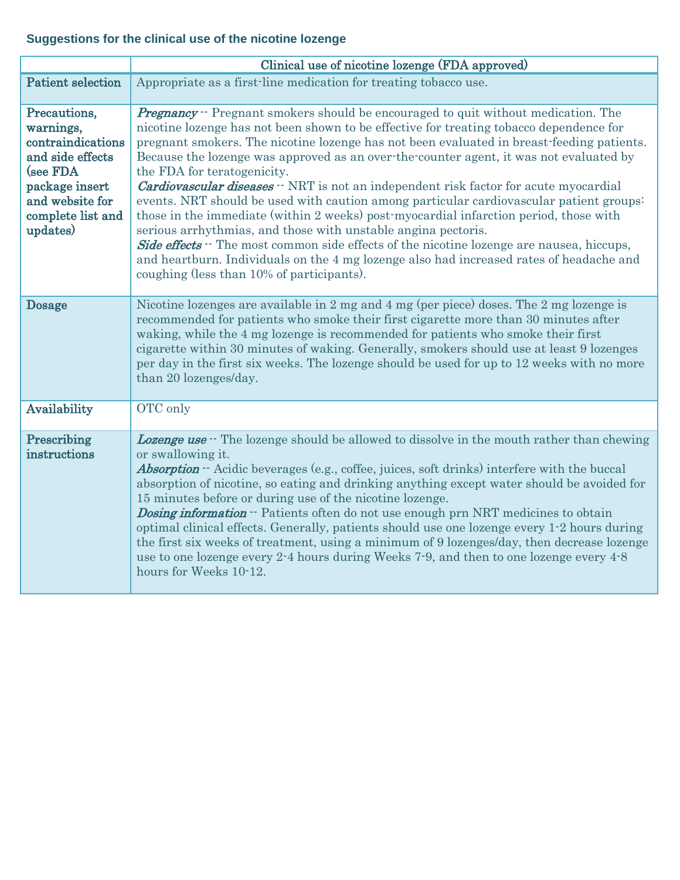### Suggestions for the clinical use of the nicotine lozenge

| | Clinical use of nicotine lozenge (FDA approved) |
|---|---|
| **Patient selection** | Appropriate as a first-line medication for treating tobacco use. |
| **Precautions, warnings, contraindications and side effects (see FDA package insert and website for complete list and updates)** | ***Pregnancy*** -- Pregnant smokers should be encouraged to quit without medication. The nicotine lozenge has not been shown to be effective for treating tobacco dependence for pregnant smokers. The nicotine lozenge has not been evaluated in breast-feeding patients. Because the lozenge was approved as an over-the-counter agent, it was not evaluated by the FDA for teratogenicity.<br>***Cardiovascular diseases*** -- NRT is not an independent risk factor for acute myocardial events. NRT should be used with caution among particular cardiovascular patient groups: those in the immediate (within 2 weeks) post-myocardial infarction period, those with serious arrhythmias, and those with unstable angina pectoris.<br>***Side effects*** -- The most common side effects of the nicotine lozenge are nausea, hiccups, and heartburn. Individuals on the 4 mg lozenge also had increased rates of headache and coughing (less than 10% of participants). |
| **Dosage** | Nicotine lozenges are available in 2 mg and 4 mg (per piece) doses. The 2 mg lozenge is recommended for patients who smoke their first cigarette more than 30 minutes after waking, while the 4 mg lozenge is recommended for patients who smoke their first cigarette within 30 minutes of waking. Generally, smokers should use at least 9 lozenges per day in the first six weeks. The lozenge should be used for up to 12 weeks with no more than 20 lozenges/day. |
| **Availability** | OTC only |
| **Prescribing instructions** | ***Lozenge use*** -- The lozenge should be allowed to dissolve in the mouth rather than chewing or swallowing it.<br>***Absorption*** -- Acidic beverages (e.g., coffee, juices, soft drinks) interfere with the buccal absorption of nicotine, so eating and drinking anything except water should be avoided for 15 minutes before or during use of the nicotine lozenge.<br>***Dosing information*** -- Patients often do not use enough prn NRT medicines to obtain optimal clinical effects. Generally, patients should use one lozenge every 1-2 hours during the first six weeks of treatment, using a minimum of 9 lozenges/day, then decrease lozenge use to one lozenge every 2-4 hours during Weeks 7-9, and then to one lozenge every 4-8 hours for Weeks 10-12. |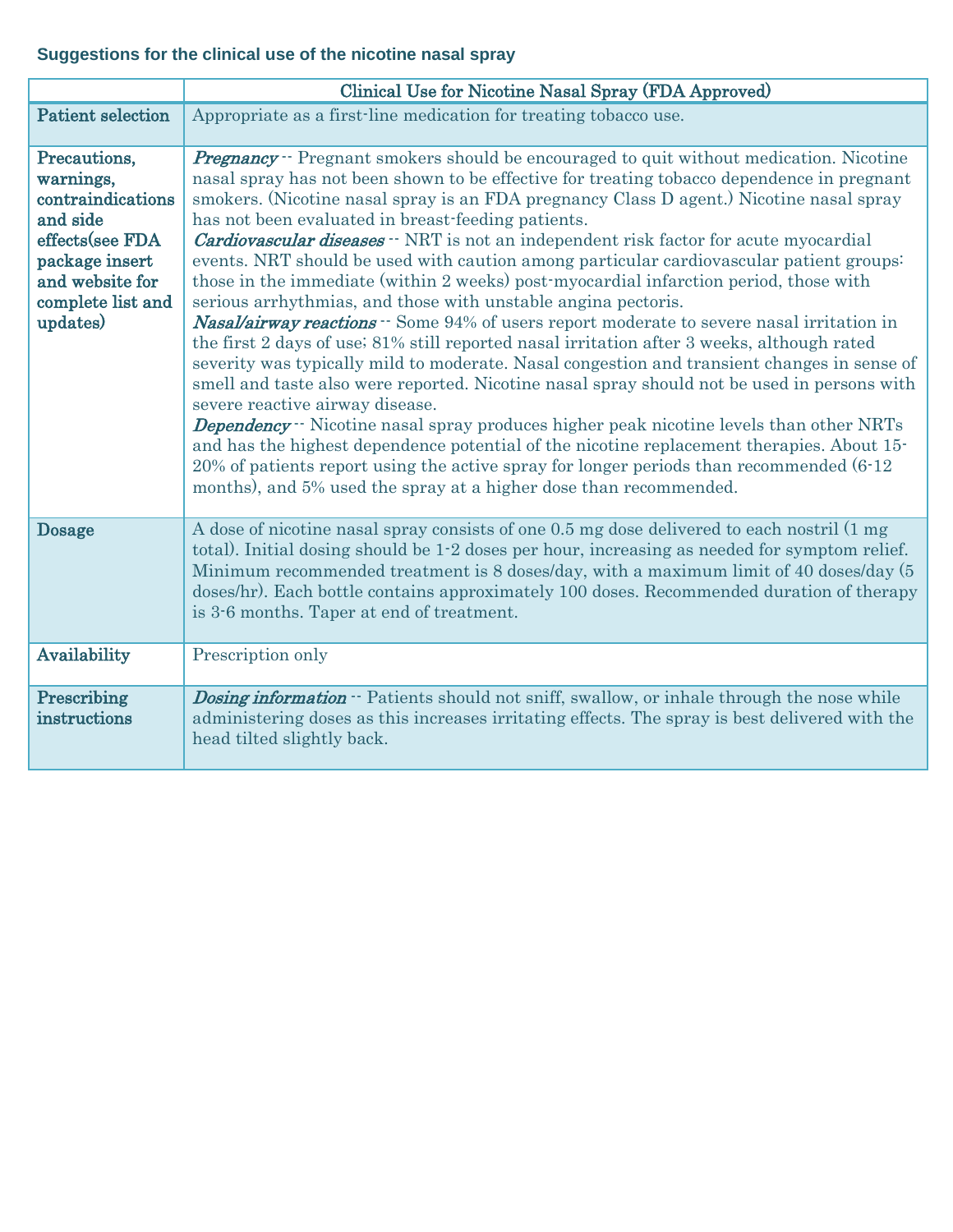### Suggestions for the clinical use of the nicotine nasal spray

| | Clinical Use for Nicotine Nasal Spray (FDA Approved) |
|---|---|
| **Patient selection** | Appropriate as a first-line medication for treating tobacco use. |
| **Precautions, warnings, contraindications and side effects(see FDA package insert and website for complete list and updates)** | ***Pregnancy*** -- Pregnant smokers should be encouraged to quit without medication. Nicotine nasal spray has not been shown to be effective for treating tobacco dependence in pregnant smokers. (Nicotine nasal spray is an FDA pregnancy Class D agent.) Nicotine nasal spray has not been evaluated in breast-feeding patients.<br>***Cardiovascular diseases*** -- NRT is not an independent risk factor for acute myocardial events. NRT should be used with caution among particular cardiovascular patient groups: those in the immediate (within 2 weeks) post-myocardial infarction period, those with serious arrhythmias, and those with unstable angina pectoris.<br>***Nasal/airway reactions*** -- Some 94% of users report moderate to severe nasal irritation in the first 2 days of use; 81% still reported nasal irritation after 3 weeks, although rated severity was typically mild to moderate. Nasal congestion and transient changes in sense of smell and taste also were reported. Nicotine nasal spray should not be used in persons with severe reactive airway disease.<br>***Dependency*** -- Nicotine nasal spray produces higher peak nicotine levels than other NRTs and has the highest dependence potential of the nicotine replacement therapies. About 15-20% of patients report using the active spray for longer periods than recommended (6-12 months), and 5% used the spray at a higher dose than recommended. |
| **Dosage** | A dose of nicotine nasal spray consists of one 0.5 mg dose delivered to each nostril (1 mg total). Initial dosing should be 1-2 doses per hour, increasing as needed for symptom relief. Minimum recommended treatment is 8 doses/day, with a maximum limit of 40 doses/day (5 doses/hr). Each bottle contains approximately 100 doses. Recommended duration of therapy is 3-6 months. Taper at end of treatment. |
| **Availability** | Prescription only |
| **Prescribing instructions** | ***Dosing information*** -- Patients should not sniff, swallow, or inhale through the nose while administering doses as this increases irritating effects. The spray is best delivered with the head tilted slightly back. |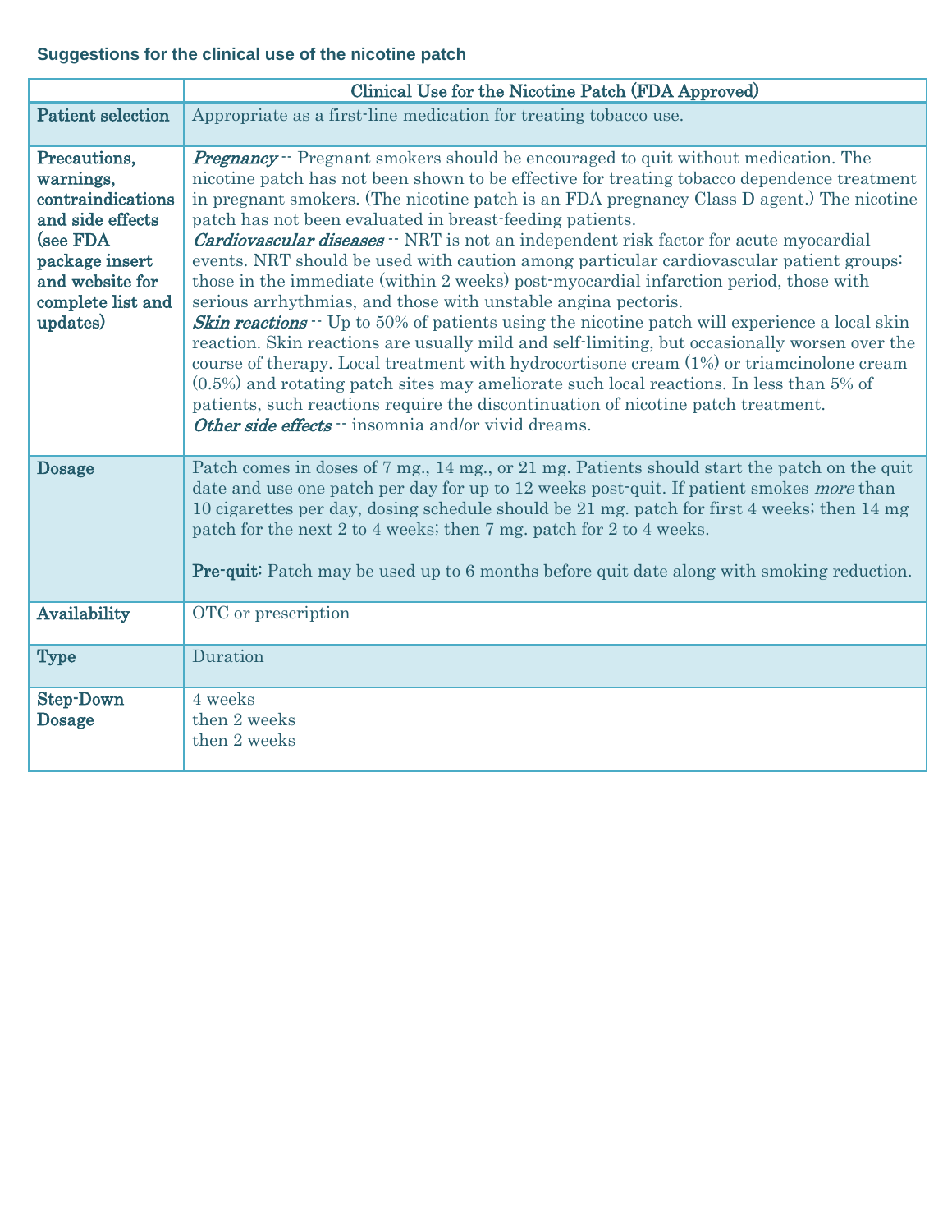### Suggestions for the clinical use of the nicotine patch

| | Clinical Use for the Nicotine Patch (FDA Approved) |
|---|---|
| **Patient selection** | Appropriate as a first-line medication for treating tobacco use. |
| **Precautions, warnings, contraindications and side effects (see FDA package insert and website for complete list and updates)** | ***Pregnancy*** -- Pregnant smokers should be encouraged to quit without medication. The nicotine patch has not been shown to be effective for treating tobacco dependence treatment in pregnant smokers. (The nicotine patch is an FDA pregnancy Class D agent.) The nicotine patch has not been evaluated in breast-feeding patients.<br>***Cardiovascular diseases*** -- NRT is not an independent risk factor for acute myocardial events. NRT should be used with caution among particular cardiovascular patient groups: those in the immediate (within 2 weeks) post-myocardial infarction period, those with serious arrhythmias, and those with unstable angina pectoris.<br>***Skin reactions*** -- Up to 50% of patients using the nicotine patch will experience a local skin reaction. Skin reactions are usually mild and self-limiting, but occasionally worsen over the course of therapy. Local treatment with hydrocortisone cream (1%) or triamcinolone cream (0.5%) and rotating patch sites may ameliorate such local reactions. In less than 5% of patients, such reactions require the discontinuation of nicotine patch treatment.<br>***Other side effects*** -- insomnia and/or vivid dreams. |
| **Dosage** | Patch comes in doses of 7 mg., 14 mg., or 21 mg. Patients should start the patch on the quit date and use one patch per day for up to 12 weeks post-quit. If patient smokes *more* than 10 cigarettes per day, dosing schedule should be 21 mg. patch for first 4 weeks; then 14 mg patch for the next 2 to 4 weeks; then 7 mg. patch for 2 to 4 weeks.<br><br>**Pre-quit:** Patch may be used up to 6 months before quit date along with smoking reduction. |
| **Availability** | OTC or prescription |
| **Type** | Duration |
| **Step-Down Dosage** | 4 weeks<br>then 2 weeks<br>then 2 weeks |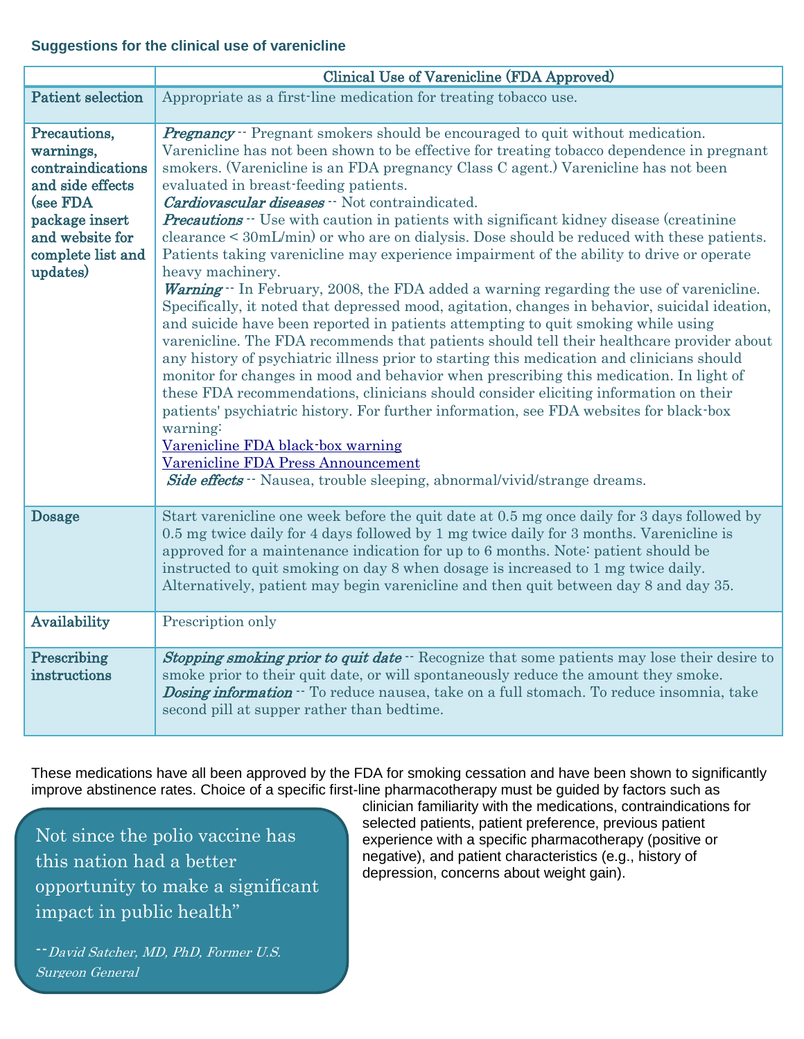### Suggestions for the clinical use of varenicline

| | Clinical Use of Varenicline (FDA Approved) |
|---|---|
| **Patient selection** | Appropriate as a first-line medication for treating tobacco use. |
| **Precautions, warnings, contraindications and side effects (see FDA package insert and website for complete list and updates)** | ***Pregnancy*** -- Pregnant smokers should be encouraged to quit without medication. Varenicline has not been shown to be effective for treating tobacco dependence in pregnant smokers. (Varenicline is an FDA pregnancy Class C agent.) Varenicline has not been evaluated in breast-feeding patients.<br>***Cardiovascular diseases*** -- Not contraindicated.<br>***Precautions*** -- Use with caution in patients with significant kidney disease (creatinine clearance < 30mL/min) or who are on dialysis. Dose should be reduced with these patients. Patients taking varenicline may experience impairment of the ability to drive or operate heavy machinery.<br>***Warning*** -- In February, 2008, the FDA added a warning regarding the use of varenicline. Specifically, it noted that depressed mood, agitation, changes in behavior, suicidal ideation, and suicide have been reported in patients attempting to quit smoking while using varenicline. The FDA recommends that patients should tell their healthcare provider about any history of psychiatric illness prior to starting this medication and clinicians should monitor for changes in mood and behavior when prescribing this medication. In light of these FDA recommendations, clinicians should consider eliciting information on their patients' psychiatric history. For further information, see FDA websites for black-box warning:<br>Varenicline FDA black-box warning<br>Varenicline FDA Press Announcement<br>***Side effects*** -- Nausea, trouble sleeping, abnormal/vivid/strange dreams. |
| **Dosage** | Start varenicline one week before the quit date at 0.5 mg once daily for 3 days followed by 0.5 mg twice daily for 4 days followed by 1 mg twice daily for 3 months. Varenicline is approved for a maintenance indication for up to 6 months. Note: patient should be instructed to quit smoking on day 8 when dosage is increased to 1 mg twice daily. Alternatively, patient may begin varenicline and then quit between day 8 and day 35. |
| **Availability** | Prescription only |
| **Prescribing instructions** | ***Stopping smoking prior to quit date*** -- Recognize that some patients may lose their desire to smoke prior to their quit date, or will spontaneously reduce the amount they smoke.<br>***Dosing information*** -- To reduce nausea, take on a full stomach. To reduce insomnia, take second pill at supper rather than bedtime. |

These medications have all been approved by the FDA for smoking cessation and have been shown to significantly improve abstinence rates. Choice of a specific first-line pharmacotherapy must be guided by factors such as clinician familiarity with the medications, contraindications for selected patients, patient preference, previous patient experience with a specific pharmacotherapy (positive or negative), and patient characteristics (e.g., history of depression, concerns about weight gain).

> Not since the polio vaccine has this nation had a better opportunity to make a significant impact in public health"
>
> --*David Satcher, MD, PhD, Former U.S. Surgeon General*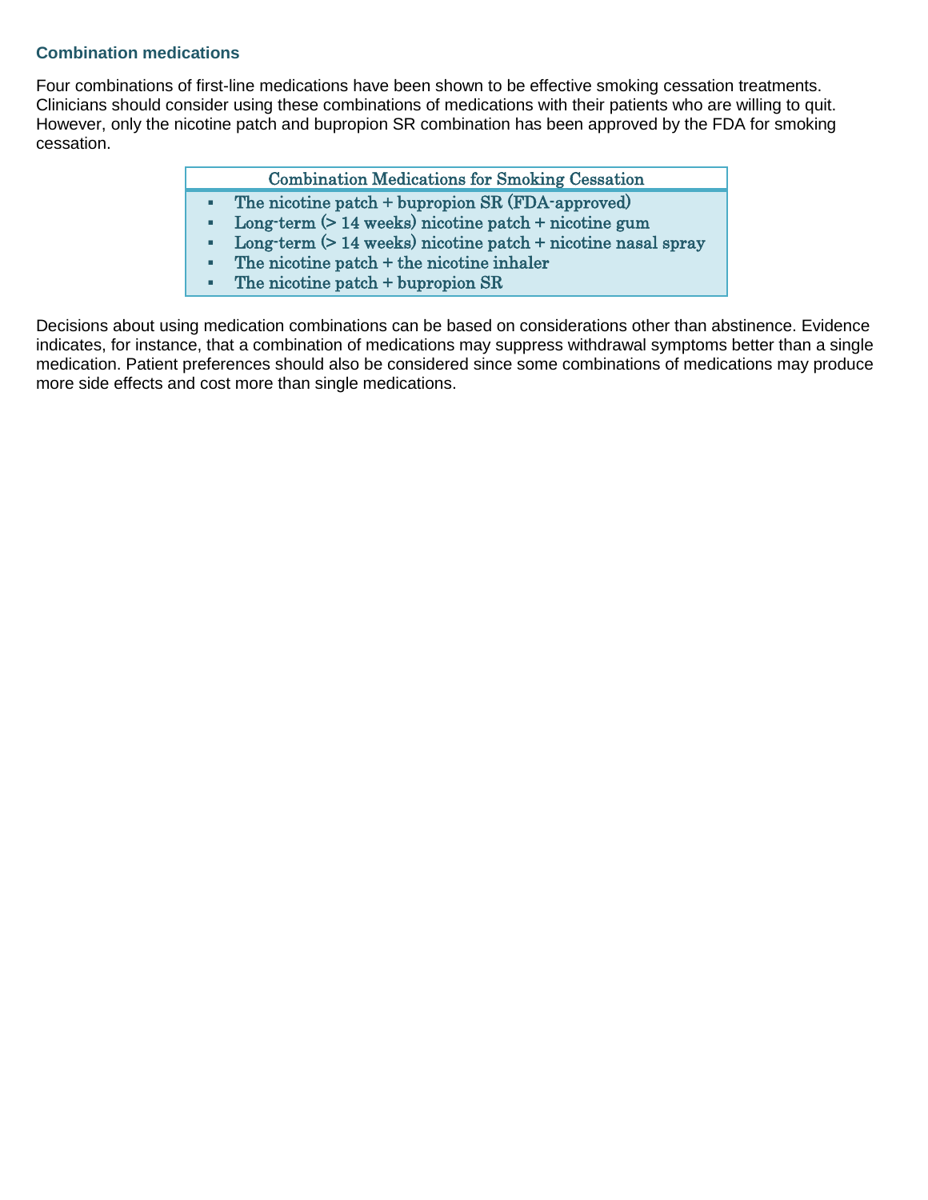### Combination medications

Four combinations of first-line medications have been shown to be effective smoking cessation treatments. Clinicians should consider using these combinations of medications with their patients who are willing to quit. However, only the nicotine patch and bupropion SR combination has been approved by the FDA for smoking cessation.

| Combination Medications for Smoking Cessation |
|---|
| ▪ The nicotine patch + bupropion SR (FDA-approved)<br>▪ Long-term (> 14 weeks) nicotine patch + nicotine gum<br>▪ Long-term (> 14 weeks) nicotine patch + nicotine nasal spray<br>▪ The nicotine patch + the nicotine inhaler<br>▪ The nicotine patch + bupropion SR |

Decisions about using medication combinations can be based on considerations other than abstinence. Evidence indicates, for instance, that a combination of medications may suppress withdrawal symptoms better than a single medication. Patient preferences should also be considered since some combinations of medications may produce more side effects and cost more than single medications.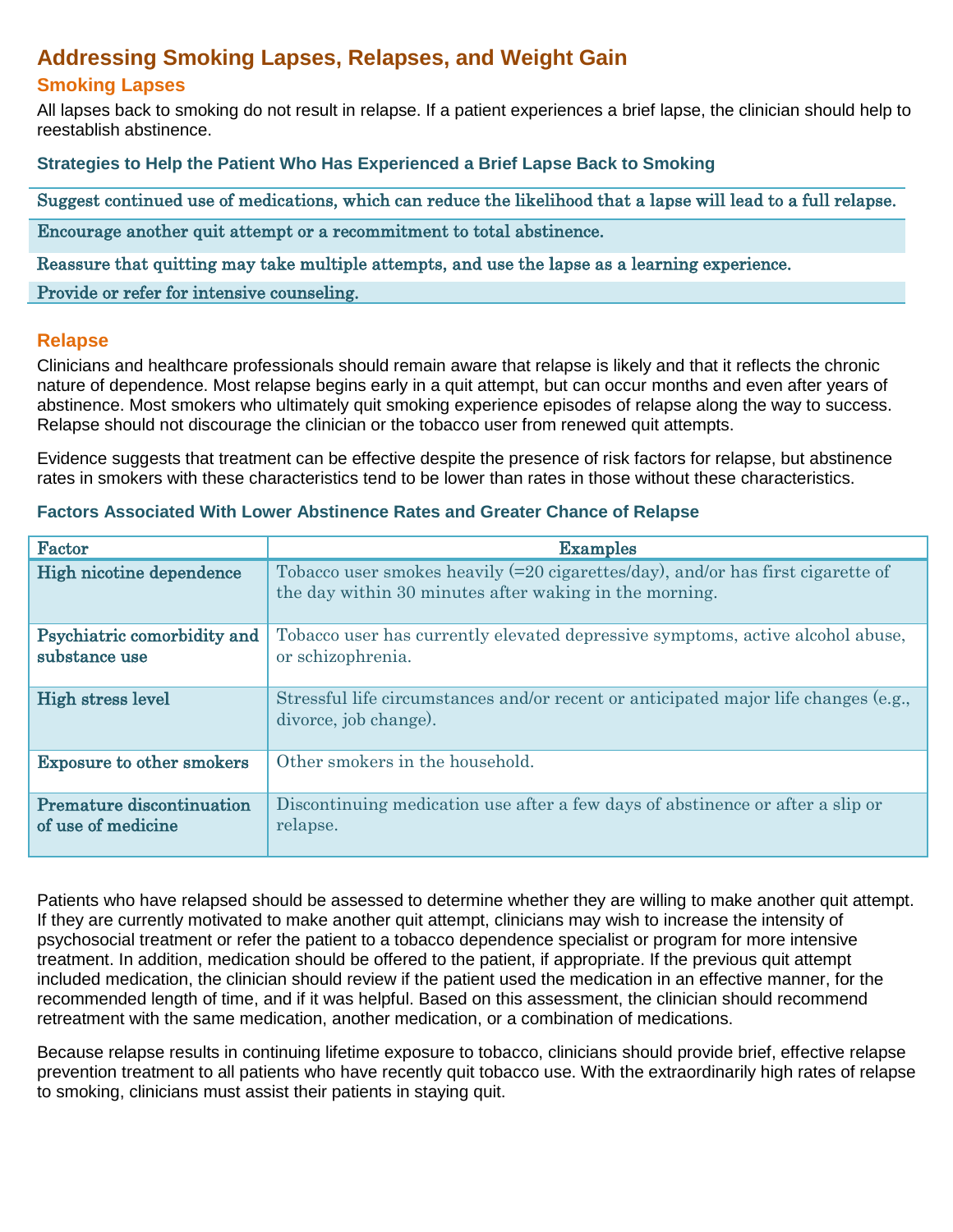# Addressing Smoking Lapses, Relapses, and Weight Gain

## Smoking Lapses

All lapses back to smoking do not result in relapse. If a patient experiences a brief lapse, the clinician should help to reestablish abstinence.

### Strategies to Help the Patient Who Has Experienced a Brief Lapse Back to Smoking

| Strategies |
|---|
| Suggest continued use of medications, which can reduce the likelihood that a lapse will lead to a full relapse. |
| Encourage another quit attempt or a recommitment to total abstinence. |
| Reassure that quitting may take multiple attempts, and use the lapse as a learning experience. |
| Provide or refer for intensive counseling. |

## Relapse

Clinicians and healthcare professionals should remain aware that relapse is likely and that it reflects the chronic nature of dependence. Most relapse begins early in a quit attempt, but can occur months and even after years of abstinence. Most smokers who ultimately quit smoking experience episodes of relapse along the way to success. Relapse should not discourage the clinician or the tobacco user from renewed quit attempts.

Evidence suggests that treatment can be effective despite the presence of risk factors for relapse, but abstinence rates in smokers with these characteristics tend to be lower than rates in those without these characteristics.

### Factors Associated With Lower Abstinence Rates and Greater Chance of Relapse

| Factor | Examples |
|---|---|
| **High nicotine dependence** | Tobacco user smokes heavily (=20 cigarettes/day), and/or has first cigarette of the day within 30 minutes after waking in the morning. |
| **Psychiatric comorbidity and substance use** | Tobacco user has currently elevated depressive symptoms, active alcohol abuse, or schizophrenia. |
| **High stress level** | Stressful life circumstances and/or recent or anticipated major life changes (e.g., divorce, job change). |
| **Exposure to other smokers** | Other smokers in the household. |
| **Premature discontinuation of use of medicine** | Discontinuing medication use after a few days of abstinence or after a slip or relapse. |

Patients who have relapsed should be assessed to determine whether they are willing to make another quit attempt. If they are currently motivated to make another quit attempt, clinicians may wish to increase the intensity of psychosocial treatment or refer the patient to a tobacco dependence specialist or program for more intensive treatment. In addition, medication should be offered to the patient, if appropriate. If the previous quit attempt included medication, the clinician should review if the patient used the medication in an effective manner, for the recommended length of time, and if it was helpful. Based on this assessment, the clinician should recommend retreatment with the same medication, another medication, or a combination of medications.

Because relapse results in continuing lifetime exposure to tobacco, clinicians should provide brief, effective relapse prevention treatment to all patients who have recently quit tobacco use. With the extraordinarily high rates of relapse to smoking, clinicians must assist their patients in staying quit.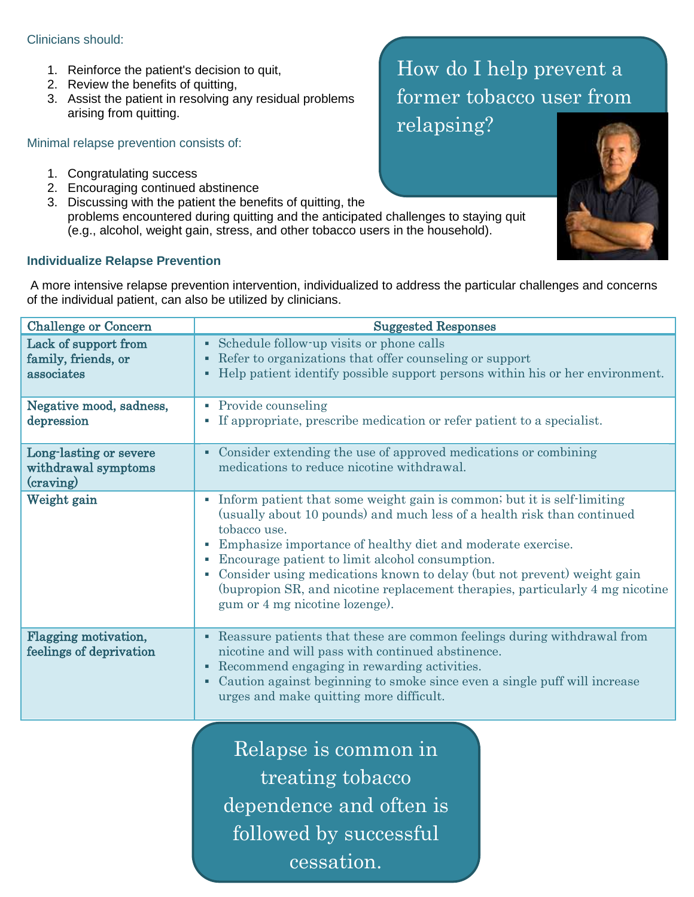## How do I help prevent a former tobacco user from relapsing?

Clinicians should:

1. Reinforce the patient's decision to quit,
2. Review the benefits of quitting,
3. Assist the patient in resolving any residual problems arising from quitting.

Minimal relapse prevention consists of:

1. Congratulating success
2. Encouraging continued abstinence
3. Discussing with the patient the benefits of quitting, the problems encountered during quitting and the anticipated challenges to staying quit (e.g., alcohol, weight gain, stress, and other tobacco users in the household).

### Individualize Relapse Prevention

A more intensive relapse prevention intervention, individualized to address the particular challenges and concerns of the individual patient, can also be utilized by clinicians.

| Challenge or Concern | Suggested Responses |
|---|---|
| **Lack of support from family, friends, or associates** | ▪ Schedule follow-up visits or phone calls<br>▪ Refer to organizations that offer counseling or support<br>▪ Help patient identify possible support persons within his or her environment. |
| **Negative mood, sadness, depression** | ▪ Provide counseling<br>▪ If appropriate, prescribe medication or refer patient to a specialist. |
| **Long-lasting or severe withdrawal symptoms (craving)** | ▪ Consider extending the use of approved medications or combining medications to reduce nicotine withdrawal. |
| **Weight gain** | ▪ Inform patient that some weight gain is common; but it is self-limiting (usually about 10 pounds) and much less of a health risk than continued tobacco use.<br>▪ Emphasize importance of healthy diet and moderate exercise.<br>▪ Encourage patient to limit alcohol consumption.<br>▪ Consider using medications known to delay (but not prevent) weight gain (bupropion SR, and nicotine replacement therapies, particularly 4 mg nicotine gum or 4 mg nicotine lozenge). |
| **Flagging motivation, feelings of deprivation** | ▪ Reassure patients that these are common feelings during withdrawal from nicotine and will pass with continued abstinence.<br>▪ Recommend engaging in rewarding activities.<br>▪ Caution against beginning to smoke since even a single puff will increase urges and make quitting more difficult. |

Relapse is common in treating tobacco dependence and often is followed by successful cessation.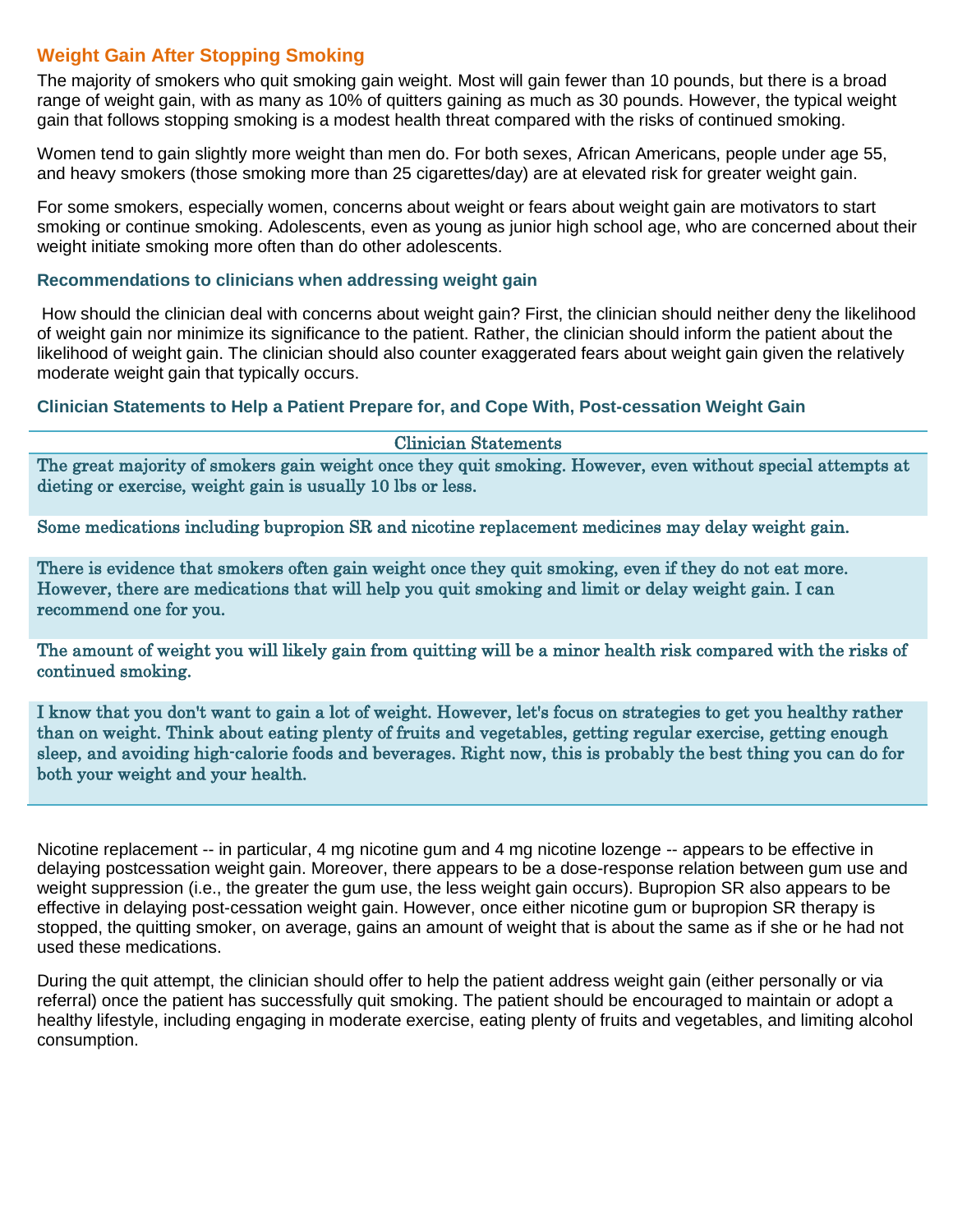## Weight Gain After Stopping Smoking

The majority of smokers who quit smoking gain weight. Most will gain fewer than 10 pounds, but there is a broad range of weight gain, with as many as 10% of quitters gaining as much as 30 pounds. However, the typical weight gain that follows stopping smoking is a modest health threat compared with the risks of continued smoking.

Women tend to gain slightly more weight than men do. For both sexes, African Americans, people under age 55, and heavy smokers (those smoking more than 25 cigarettes/day) are at elevated risk for greater weight gain.

For some smokers, especially women, concerns about weight or fears about weight gain are motivators to start smoking or continue smoking. Adolescents, even as young as junior high school age, who are concerned about their weight initiate smoking more often than do other adolescents.

### Recommendations to clinicians when addressing weight gain

How should the clinician deal with concerns about weight gain? First, the clinician should neither deny the likelihood of weight gain nor minimize its significance to the patient. Rather, the clinician should inform the patient about the likelihood of weight gain. The clinician should also counter exaggerated fears about weight gain given the relatively moderate weight gain that typically occurs.

### Clinician Statements to Help a Patient Prepare for, and Cope With, Post-cessation Weight Gain

| Clinician Statements |
|---|
| The great majority of smokers gain weight once they quit smoking. However, even without special attempts at dieting or exercise, weight gain is usually 10 lbs or less. |
| Some medications including bupropion SR and nicotine replacement medicines may delay weight gain. |
| There is evidence that smokers often gain weight once they quit smoking, even if they do not eat more. However, there are medications that will help you quit smoking and limit or delay weight gain. I can recommend one for you. |
| The amount of weight you will likely gain from quitting will be a minor health risk compared with the risks of continued smoking. |
| I know that you don't want to gain a lot of weight. However, let's focus on strategies to get you healthy rather than on weight. Think about eating plenty of fruits and vegetables, getting regular exercise, getting enough sleep, and avoiding high-calorie foods and beverages. Right now, this is probably the best thing you can do for both your weight and your health. |

Nicotine replacement -- in particular, 4 mg nicotine gum and 4 mg nicotine lozenge -- appears to be effective in delaying postcessation weight gain. Moreover, there appears to be a dose-response relation between gum use and weight suppression (i.e., the greater the gum use, the less weight gain occurs). Bupropion SR also appears to be effective in delaying post-cessation weight gain. However, once either nicotine gum or bupropion SR therapy is stopped, the quitting smoker, on average, gains an amount of weight that is about the same as if she or he had not used these medications.

During the quit attempt, the clinician should offer to help the patient address weight gain (either personally or via referral) once the patient has successfully quit smoking. The patient should be encouraged to maintain or adopt a healthy lifestyle, including engaging in moderate exercise, eating plenty of fruits and vegetables, and limiting alcohol consumption.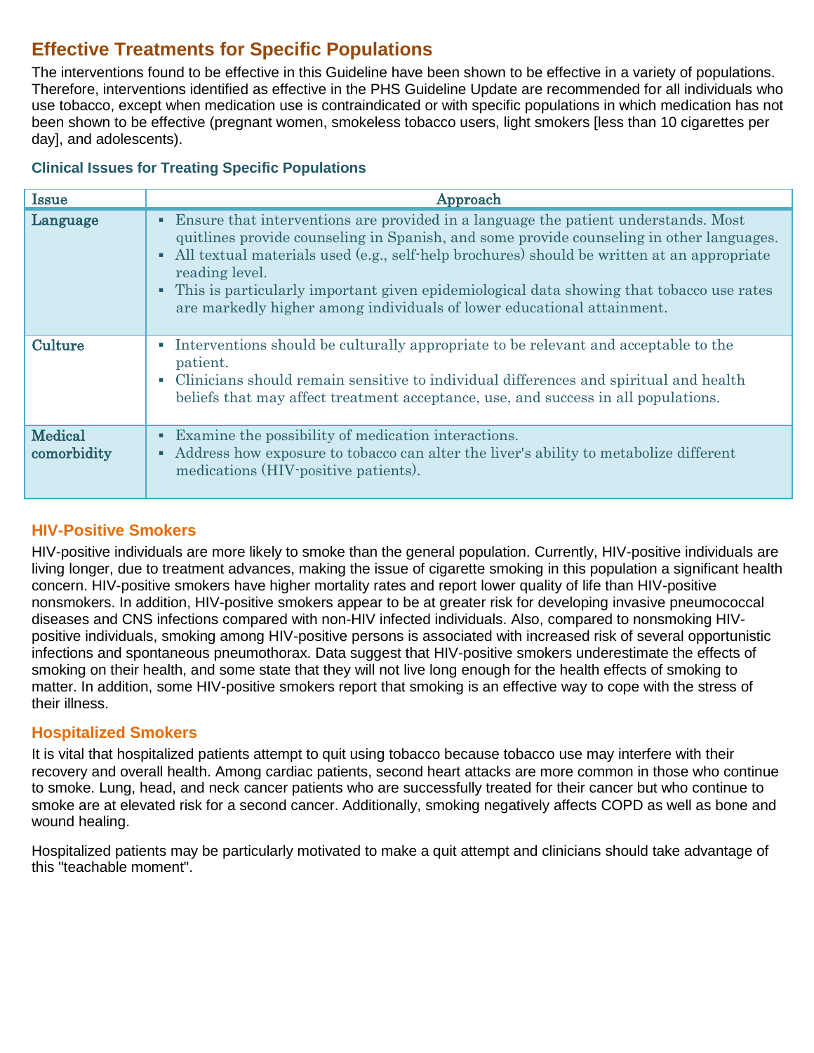## Effective Treatments for Specific Populations

The interventions found to be effective in this Guideline have been shown to be effective in a variety of populations. Therefore, interventions identified as effective in the PHS Guideline Update are recommended for all individuals who use tobacco, except when medication use is contraindicated or with specific populations in which medication has not been shown to be effective (pregnant women, smokeless tobacco users, light smokers [less than 10 cigarettes per day], and adolescents).

### Clinical Issues for Treating Specific Populations

| Issue | Approach |
| --- | --- |
| **Language** | ▪ Ensure that interventions are provided in a language the patient understands. Most quitlines provide counseling in Spanish, and some provide counseling in other languages.<br>▪ All textual materials used (e.g., self-help brochures) should be written at an appropriate reading level.<br>▪ This is particularly important given epidemiological data showing that tobacco use rates are markedly higher among individuals of lower educational attainment. |
| **Culture** | ▪ Interventions should be culturally appropriate to be relevant and acceptable to the patient.<br>▪ Clinicians should remain sensitive to individual differences and spiritual and health beliefs that may affect treatment acceptance, use, and success in all populations. |
| **Medical comorbidity** | ▪ Examine the possibility of medication interactions.<br>▪ Address how exposure to tobacco can alter the liver's ability to metabolize different medications (HIV-positive patients). |

## HIV-Positive Smokers

HIV-positive individuals are more likely to smoke than the general population. Currently, HIV-positive individuals are living longer, due to treatment advances, making the issue of cigarette smoking in this population a significant health concern. HIV-positive smokers have higher mortality rates and report lower quality of life than HIV-positive nonsmokers. In addition, HIV-positive smokers appear to be at greater risk for developing invasive pneumococcal diseases and CNS infections compared with non-HIV infected individuals. Also, compared to nonsmoking HIV-positive individuals, smoking among HIV-positive persons is associated with increased risk of several opportunistic infections and spontaneous pneumothorax. Data suggest that HIV-positive smokers underestimate the effects of smoking on their health, and some state that they will not live long enough for the health effects of smoking to matter. In addition, some HIV-positive smokers report that smoking is an effective way to cope with the stress of their illness.

## Hospitalized Smokers

It is vital that hospitalized patients attempt to quit using tobacco because tobacco use may interfere with their recovery and overall health. Among cardiac patients, second heart attacks are more common in those who continue to smoke. Lung, head, and neck cancer patients who are successfully treated for their cancer but who continue to smoke are at elevated risk for a second cancer. Additionally, smoking negatively affects COPD as well as bone and wound healing.

Hospitalized patients may be particularly motivated to make a quit attempt and clinicians should take advantage of this "teachable moment".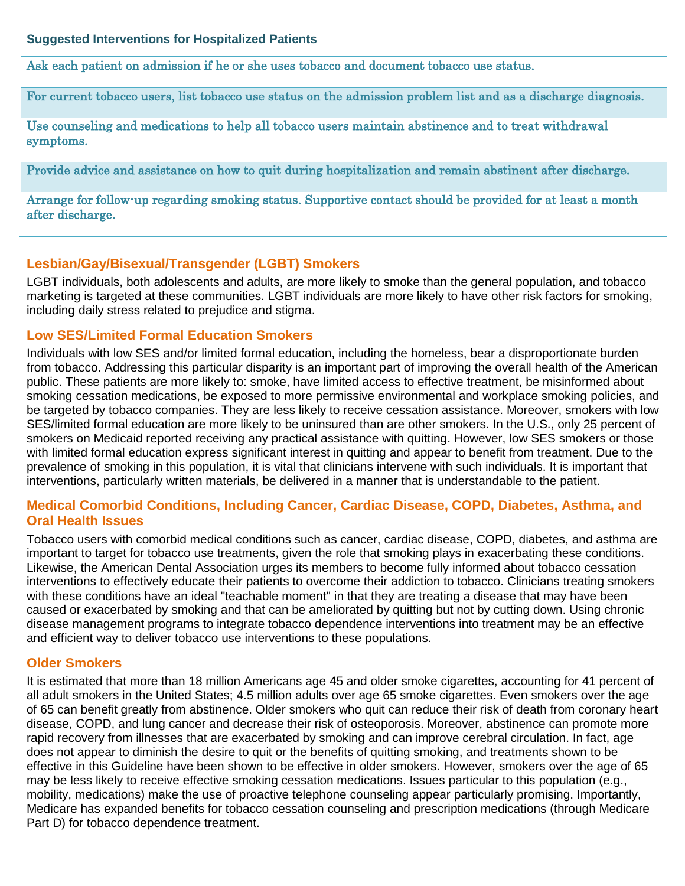### Suggested Interventions for Hospitalized Patients

Ask each patient on admission if he or she uses tobacco and document tobacco use status.

For current tobacco users, list tobacco use status on the admission problem list and as a discharge diagnosis.

Use counseling and medications to help all tobacco users maintain abstinence and to treat withdrawal symptoms.

Provide advice and assistance on how to quit during hospitalization and remain abstinent after discharge.

Arrange for follow-up regarding smoking status. Supportive contact should be provided for at least a month after discharge.

## Lesbian/Gay/Bisexual/Transgender (LGBT) Smokers

LGBT individuals, both adolescents and adults, are more likely to smoke than the general population, and tobacco marketing is targeted at these communities. LGBT individuals are more likely to have other risk factors for smoking, including daily stress related to prejudice and stigma.

## Low SES/Limited Formal Education Smokers

Individuals with low SES and/or limited formal education, including the homeless, bear a disproportionate burden from tobacco. Addressing this particular disparity is an important part of improving the overall health of the American public. These patients are more likely to: smoke, have limited access to effective treatment, be misinformed about smoking cessation medications, be exposed to more permissive environmental and workplace smoking policies, and be targeted by tobacco companies. They are less likely to receive cessation assistance. Moreover, smokers with low SES/limited formal education are more likely to be uninsured than are other smokers. In the U.S., only 25 percent of smokers on Medicaid reported receiving any practical assistance with quitting. However, low SES smokers or those with limited formal education express significant interest in quitting and appear to benefit from treatment. Due to the prevalence of smoking in this population, it is vital that clinicians intervene with such individuals. It is important that interventions, particularly written materials, be delivered in a manner that is understandable to the patient.

## Medical Comorbid Conditions, Including Cancer, Cardiac Disease, COPD, Diabetes, Asthma, and Oral Health Issues

Tobacco users with comorbid medical conditions such as cancer, cardiac disease, COPD, diabetes, and asthma are important to target for tobacco use treatments, given the role that smoking plays in exacerbating these conditions. Likewise, the American Dental Association urges its members to become fully informed about tobacco cessation interventions to effectively educate their patients to overcome their addiction to tobacco. Clinicians treating smokers with these conditions have an ideal "teachable moment" in that they are treating a disease that may have been caused or exacerbated by smoking and that can be ameliorated by quitting but not by cutting down. Using chronic disease management programs to integrate tobacco dependence interventions into treatment may be an effective and efficient way to deliver tobacco use interventions to these populations.

## Older Smokers

It is estimated that more than 18 million Americans age 45 and older smoke cigarettes, accounting for 41 percent of all adult smokers in the United States; 4.5 million adults over age 65 smoke cigarettes. Even smokers over the age of 65 can benefit greatly from abstinence. Older smokers who quit can reduce their risk of death from coronary heart disease, COPD, and lung cancer and decrease their risk of osteoporosis. Moreover, abstinence can promote more rapid recovery from illnesses that are exacerbated by smoking and can improve cerebral circulation. In fact, age does not appear to diminish the desire to quit or the benefits of quitting smoking, and treatments shown to be effective in this Guideline have been shown to be effective in older smokers. However, smokers over the age of 65 may be less likely to receive effective smoking cessation medications. Issues particular to this population (e.g., mobility, medications) make the use of proactive telephone counseling appear particularly promising. Importantly, Medicare has expanded benefits for tobacco cessation counseling and prescription medications (through Medicare Part D) for tobacco dependence treatment.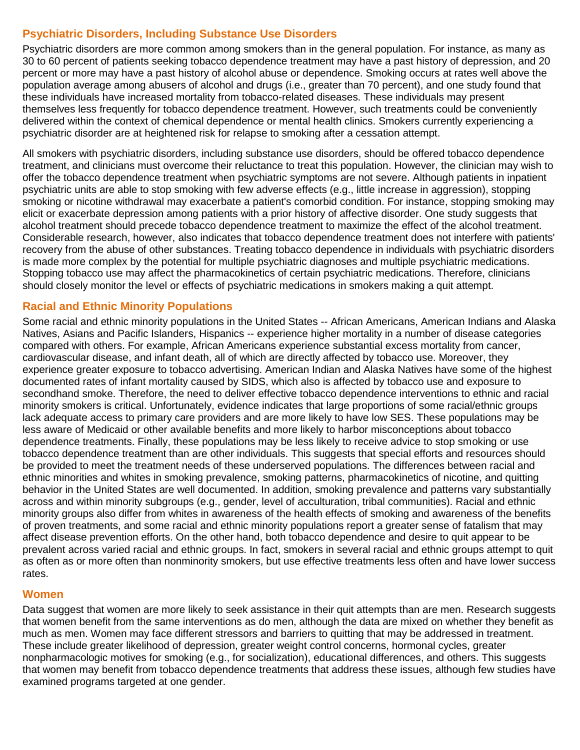## Psychiatric Disorders, Including Substance Use Disorders

Psychiatric disorders are more common among smokers than in the general population. For instance, as many as 30 to 60 percent of patients seeking tobacco dependence treatment may have a past history of depression, and 20 percent or more may have a past history of alcohol abuse or dependence. Smoking occurs at rates well above the population average among abusers of alcohol and drugs (i.e., greater than 70 percent), and one study found that these individuals have increased mortality from tobacco-related diseases. These individuals may present themselves less frequently for tobacco dependence treatment. However, such treatments could be conveniently delivered within the context of chemical dependence or mental health clinics. Smokers currently experiencing a psychiatric disorder are at heightened risk for relapse to smoking after a cessation attempt.

All smokers with psychiatric disorders, including substance use disorders, should be offered tobacco dependence treatment, and clinicians must overcome their reluctance to treat this population. However, the clinician may wish to offer the tobacco dependence treatment when psychiatric symptoms are not severe. Although patients in inpatient psychiatric units are able to stop smoking with few adverse effects (e.g., little increase in aggression), stopping smoking or nicotine withdrawal may exacerbate a patient's comorbid condition. For instance, stopping smoking may elicit or exacerbate depression among patients with a prior history of affective disorder. One study suggests that alcohol treatment should precede tobacco dependence treatment to maximize the effect of the alcohol treatment. Considerable research, however, also indicates that tobacco dependence treatment does not interfere with patients' recovery from the abuse of other substances. Treating tobacco dependence in individuals with psychiatric disorders is made more complex by the potential for multiple psychiatric diagnoses and multiple psychiatric medications. Stopping tobacco use may affect the pharmacokinetics of certain psychiatric medications. Therefore, clinicians should closely monitor the level or effects of psychiatric medications in smokers making a quit attempt.

## Racial and Ethnic Minority Populations

Some racial and ethnic minority populations in the United States -- African Americans, American Indians and Alaska Natives, Asians and Pacific Islanders, Hispanics -- experience higher mortality in a number of disease categories compared with others. For example, African Americans experience substantial excess mortality from cancer, cardiovascular disease, and infant death, all of which are directly affected by tobacco use. Moreover, they experience greater exposure to tobacco advertising. American Indian and Alaska Natives have some of the highest documented rates of infant mortality caused by SIDS, which also is affected by tobacco use and exposure to secondhand smoke. Therefore, the need to deliver effective tobacco dependence interventions to ethnic and racial minority smokers is critical. Unfortunately, evidence indicates that large proportions of some racial/ethnic groups lack adequate access to primary care providers and are more likely to have low SES. These populations may be less aware of Medicaid or other available benefits and more likely to harbor misconceptions about tobacco dependence treatments. Finally, these populations may be less likely to receive advice to stop smoking or use tobacco dependence treatment than are other individuals. This suggests that special efforts and resources should be provided to meet the treatment needs of these underserved populations. The differences between racial and ethnic minorities and whites in smoking prevalence, smoking patterns, pharmacokinetics of nicotine, and quitting behavior in the United States are well documented. In addition, smoking prevalence and patterns vary substantially across and within minority subgroups (e.g., gender, level of acculturation, tribal communities). Racial and ethnic minority groups also differ from whites in awareness of the health effects of smoking and awareness of the benefits of proven treatments, and some racial and ethnic minority populations report a greater sense of fatalism that may affect disease prevention efforts. On the other hand, both tobacco dependence and desire to quit appear to be prevalent across varied racial and ethnic groups. In fact, smokers in several racial and ethnic groups attempt to quit as often as or more often than nonminority smokers, but use effective treatments less often and have lower success rates.

## Women

Data suggest that women are more likely to seek assistance in their quit attempts than are men. Research suggests that women benefit from the same interventions as do men, although the data are mixed on whether they benefit as much as men. Women may face different stressors and barriers to quitting that may be addressed in treatment. These include greater likelihood of depression, greater weight control concerns, hormonal cycles, greater nonpharmacologic motives for smoking (e.g., for socialization), educational differences, and others. This suggests that women may benefit from tobacco dependence treatments that address these issues, although few studies have examined programs targeted at one gender.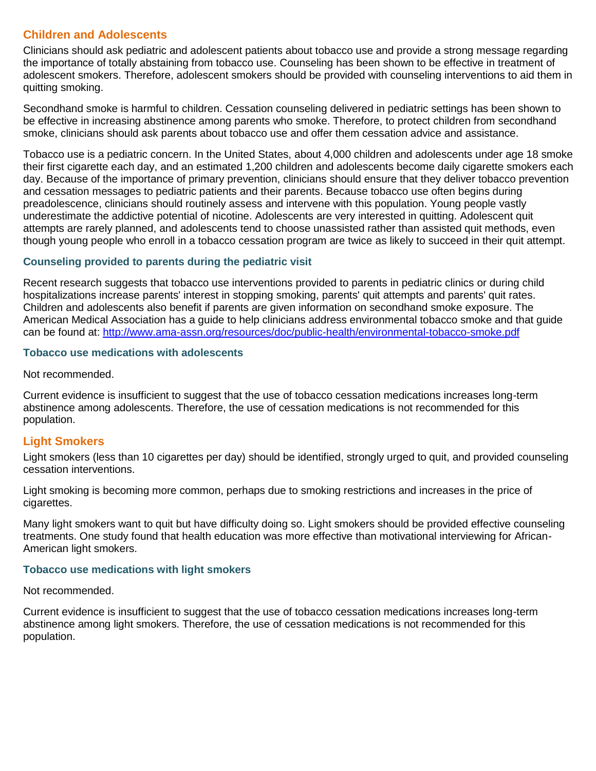## Children and Adolescents

Clinicians should ask pediatric and adolescent patients about tobacco use and provide a strong message regarding the importance of totally abstaining from tobacco use. Counseling has been shown to be effective in treatment of adolescent smokers. Therefore, adolescent smokers should be provided with counseling interventions to aid them in quitting smoking.

Secondhand smoke is harmful to children. Cessation counseling delivered in pediatric settings has been shown to be effective in increasing abstinence among parents who smoke. Therefore, to protect children from secondhand smoke, clinicians should ask parents about tobacco use and offer them cessation advice and assistance.

Tobacco use is a pediatric concern. In the United States, about 4,000 children and adolescents under age 18 smoke their first cigarette each day, and an estimated 1,200 children and adolescents become daily cigarette smokers each day. Because of the importance of primary prevention, clinicians should ensure that they deliver tobacco prevention and cessation messages to pediatric patients and their parents. Because tobacco use often begins during preadolescence, clinicians should routinely assess and intervene with this population. Young people vastly underestimate the addictive potential of nicotine. Adolescents are very interested in quitting. Adolescent quit attempts are rarely planned, and adolescents tend to choose unassisted rather than assisted quit methods, even though young people who enroll in a tobacco cessation program are twice as likely to succeed in their quit attempt.

### Counseling provided to parents during the pediatric visit

Recent research suggests that tobacco use interventions provided to parents in pediatric clinics or during child hospitalizations increase parents' interest in stopping smoking, parents' quit attempts and parents' quit rates. Children and adolescents also benefit if parents are given information on secondhand smoke exposure. The American Medical Association has a guide to help clinicians address environmental tobacco smoke and that guide can be found at: http://www.ama-assn.org/resources/doc/public-health/environmental-tobacco-smoke.pdf

### Tobacco use medications with adolescents

Not recommended.

Current evidence is insufficient to suggest that the use of tobacco cessation medications increases long-term abstinence among adolescents. Therefore, the use of cessation medications is not recommended for this population.

## Light Smokers

Light smokers (less than 10 cigarettes per day) should be identified, strongly urged to quit, and provided counseling cessation interventions.

Light smoking is becoming more common, perhaps due to smoking restrictions and increases in the price of cigarettes.

Many light smokers want to quit but have difficulty doing so. Light smokers should be provided effective counseling treatments. One study found that health education was more effective than motivational interviewing for African-American light smokers.

### Tobacco use medications with light smokers

Not recommended.

Current evidence is insufficient to suggest that the use of tobacco cessation medications increases long-term abstinence among light smokers. Therefore, the use of cessation medications is not recommended for this population.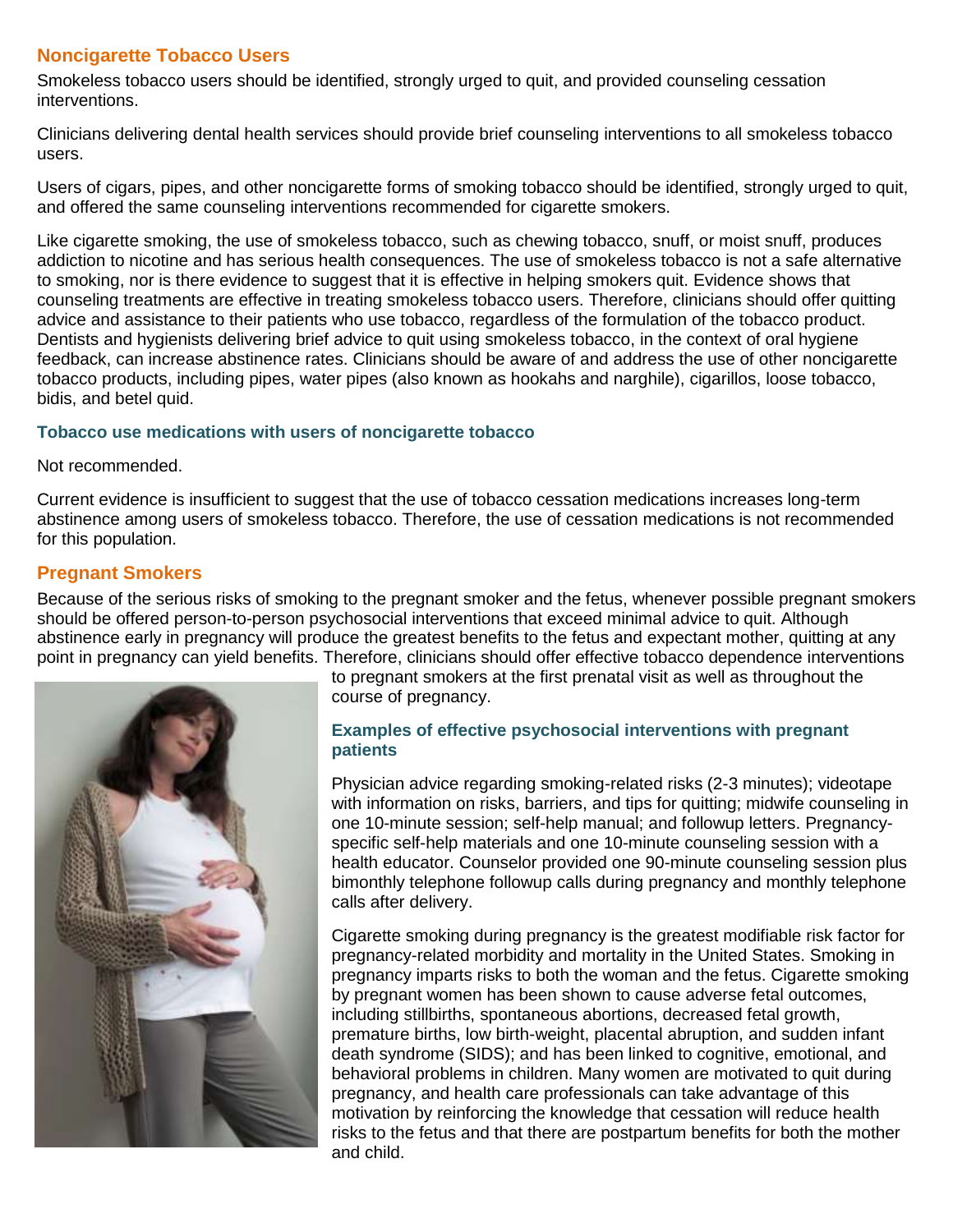## Noncigarette Tobacco Users

Smokeless tobacco users should be identified, strongly urged to quit, and provided counseling cessation interventions.

Clinicians delivering dental health services should provide brief counseling interventions to all smokeless tobacco users.

Users of cigars, pipes, and other noncigarette forms of smoking tobacco should be identified, strongly urged to quit, and offered the same counseling interventions recommended for cigarette smokers.

Like cigarette smoking, the use of smokeless tobacco, such as chewing tobacco, snuff, or moist snuff, produces addiction to nicotine and has serious health consequences. The use of smokeless tobacco is not a safe alternative to smoking, nor is there evidence to suggest that it is effective in helping smokers quit. Evidence shows that counseling treatments are effective in treating smokeless tobacco users. Therefore, clinicians should offer quitting advice and assistance to their patients who use tobacco, regardless of the formulation of the tobacco product. Dentists and hygienists delivering brief advice to quit using smokeless tobacco, in the context of oral hygiene feedback, can increase abstinence rates. Clinicians should be aware of and address the use of other noncigarette tobacco products, including pipes, water pipes (also known as hookahs and narghile), cigarillos, loose tobacco, bidis, and betel quid.

### Tobacco use medications with users of noncigarette tobacco

Not recommended.

Current evidence is insufficient to suggest that the use of tobacco cessation medications increases long-term abstinence among users of smokeless tobacco. Therefore, the use of cessation medications is not recommended for this population.

## Pregnant Smokers

Because of the serious risks of smoking to the pregnant smoker and the fetus, whenever possible pregnant smokers should be offered person-to-person psychosocial interventions that exceed minimal advice to quit. Although abstinence early in pregnancy will produce the greatest benefits to the fetus and expectant mother, quitting at any point in pregnancy can yield benefits. Therefore, clinicians should offer effective tobacco dependence interventions to pregnant smokers at the first prenatal visit as well as throughout the course of pregnancy.

### Examples of effective psychosocial interventions with pregnant patients

Physician advice regarding smoking-related risks (2-3 minutes); videotape with information on risks, barriers, and tips for quitting; midwife counseling in one 10-minute session; self-help manual; and followup letters. Pregnancy-specific self-help materials and one 10-minute counseling session with a health educator. Counselor provided one 90-minute counseling session plus bimonthly telephone followup calls during pregnancy and monthly telephone calls after delivery.

Cigarette smoking during pregnancy is the greatest modifiable risk factor for pregnancy-related morbidity and mortality in the United States. Smoking in pregnancy imparts risks to both the woman and the fetus. Cigarette smoking by pregnant women has been shown to cause adverse fetal outcomes, including stillbirths, spontaneous abortions, decreased fetal growth, premature births, low birth-weight, placental abruption, and sudden infant death syndrome (SIDS); and has been linked to cognitive, emotional, and behavioral problems in children. Many women are motivated to quit during pregnancy, and health care professionals can take advantage of this motivation by reinforcing the knowledge that cessation will reduce health risks to the fetus and that there are postpartum benefits for both the mother and child.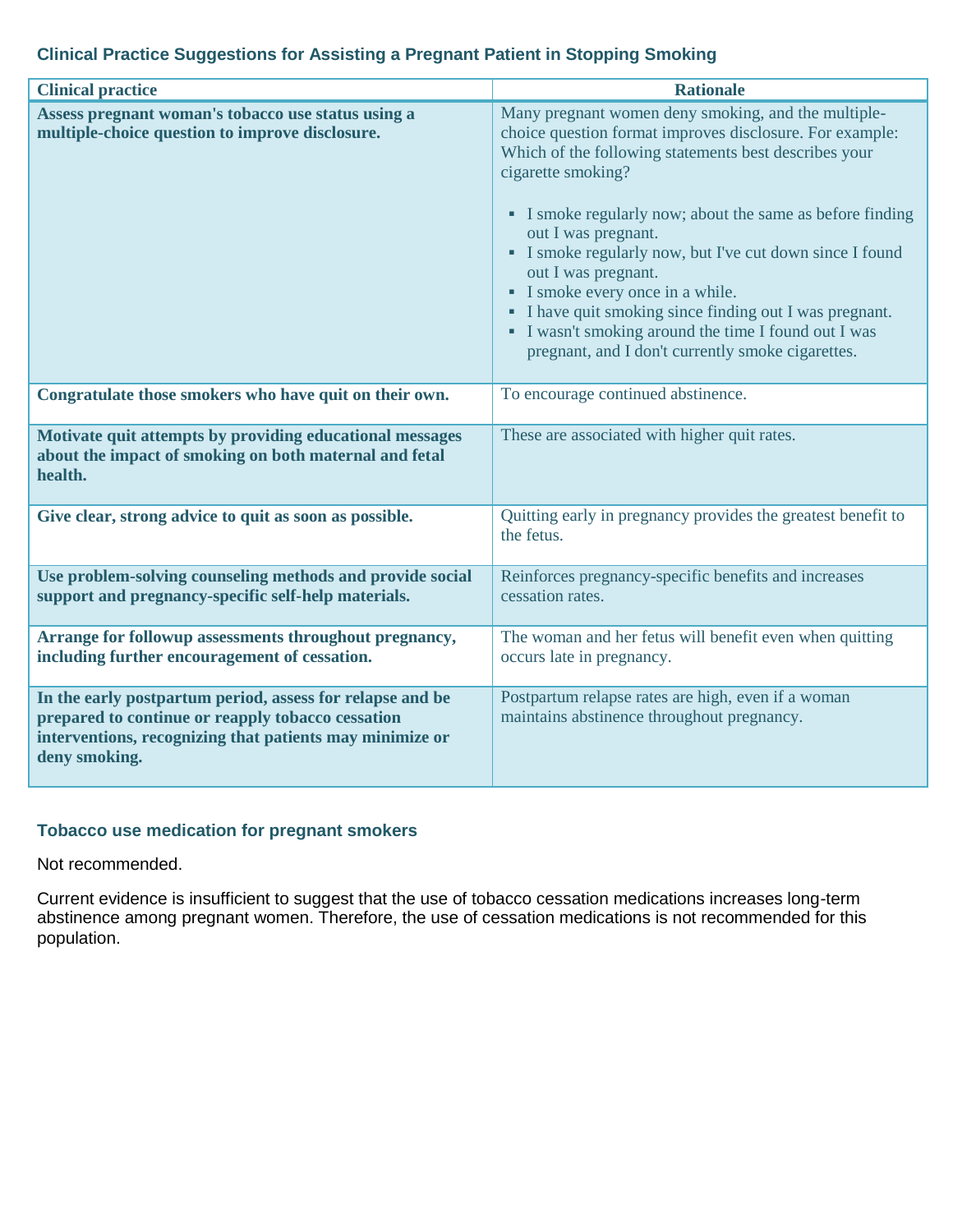### Clinical Practice Suggestions for Assisting a Pregnant Patient in Stopping Smoking

| Clinical practice | Rationale |
|---|---|
| **Assess pregnant woman's tobacco use status using a multiple-choice question to improve disclosure.** | Many pregnant women deny smoking, and the multiple-choice question format improves disclosure. For example: Which of the following statements best describes your cigarette smoking?<br>▪ I smoke regularly now; about the same as before finding out I was pregnant.<br>▪ I smoke regularly now, but I've cut down since I found out I was pregnant.<br>▪ I smoke every once in a while.<br>▪ I have quit smoking since finding out I was pregnant.<br>▪ I wasn't smoking around the time I found out I was pregnant, and I don't currently smoke cigarettes. |
| **Congratulate those smokers who have quit on their own.** | To encourage continued abstinence. |
| **Motivate quit attempts by providing educational messages about the impact of smoking on both maternal and fetal health.** | These are associated with higher quit rates. |
| **Give clear, strong advice to quit as soon as possible.** | Quitting early in pregnancy provides the greatest benefit to the fetus. |
| **Use problem-solving counseling methods and provide social support and pregnancy-specific self-help materials.** | Reinforces pregnancy-specific benefits and increases cessation rates. |
| **Arrange for followup assessments throughout pregnancy, including further encouragement of cessation.** | The woman and her fetus will benefit even when quitting occurs late in pregnancy. |
| **In the early postpartum period, assess for relapse and be prepared to continue or reapply tobacco cessation interventions, recognizing that patients may minimize or deny smoking.** | Postpartum relapse rates are high, even if a woman maintains abstinence throughout pregnancy. |

### Tobacco use medication for pregnant smokers

Not recommended.

Current evidence is insufficient to suggest that the use of tobacco cessation medications increases long-term abstinence among pregnant women. Therefore, the use of cessation medications is not recommended for this population.